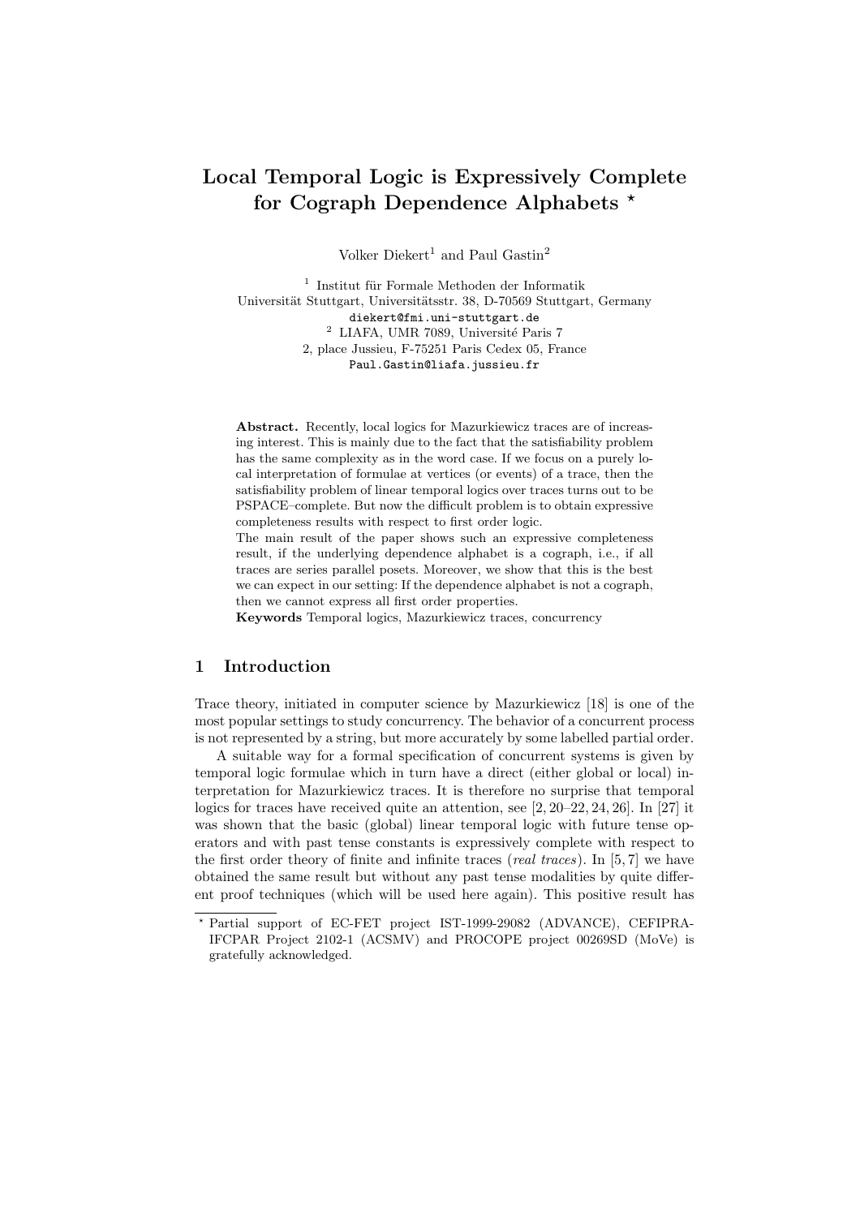# Local Temporal Logic is Expressively Complete for Cograph Dependence Alphabets ⋆

Volker Diekert[1] and Paul Gastin[2]

[1] Institut für Formale Methoden der Informatik
Universität Stuttgart, Universitätsstr. 38, D-70569 Stuttgart, Germany
diekert@fmi.uni-stuttgart.de

[2] LIAFA, UMR 7089, Université Paris 7
2, place Jussieu, F-75251 Paris Cedex 05, France
Paul.Gastin@liafa.jussieu.fr

**Abstract.** Recently, local logics for Mazurkiewicz traces are of increasing interest. This is mainly due to the fact that the satisfiability problem has the same complexity as in the word case. If we focus on a purely local interpretation of formulae at vertices (or events) of a trace, then the satisfiability problem of linear temporal logics over traces turns out to be PSPACE–complete. But now the difficult problem is to obtain expressive completeness results with respect to first order logic.

The main result of the paper shows such an expressive completeness result, if the underlying dependence alphabet is a cograph, i.e., if all traces are series parallel posets. Moreover, we show that this is the best we can expect in our setting: If the dependence alphabet is not a cograph, then we cannot express all first order properties.

**Keywords** Temporal logics, Mazurkiewicz traces, concurrency

## 1 Introduction

Trace theory, initiated in computer science by Mazurkiewicz [18] is one of the most popular settings to study concurrency. The behavior of a concurrent process is not represented by a string, but more accurately by some labelled partial order.

A suitable way for a formal specification of concurrent systems is given by temporal logic formulae which in turn have a direct (either global or local) interpretation for Mazurkiewicz traces. It is therefore no surprise that temporal logics for traces have received quite an attention, see [2, 20–22, 24, 26]. In [27] it was shown that the basic (global) linear temporal logic with future tense operators and with past tense constants is expressively complete with respect to the first order theory of finite and infinite traces (*real traces*). In [5, 7] we have obtained the same result but without any past tense modalities by quite different proof techniques (which will be used here again). This positive result has

⋆ Partial support of EC-FET project IST-1999-29082 (ADVANCE), CEFIPRA-IFCPAR Project 2102-1 (ACSMV) and PROCOPE project 00269SD (MoVe) is gratefully acknowledged.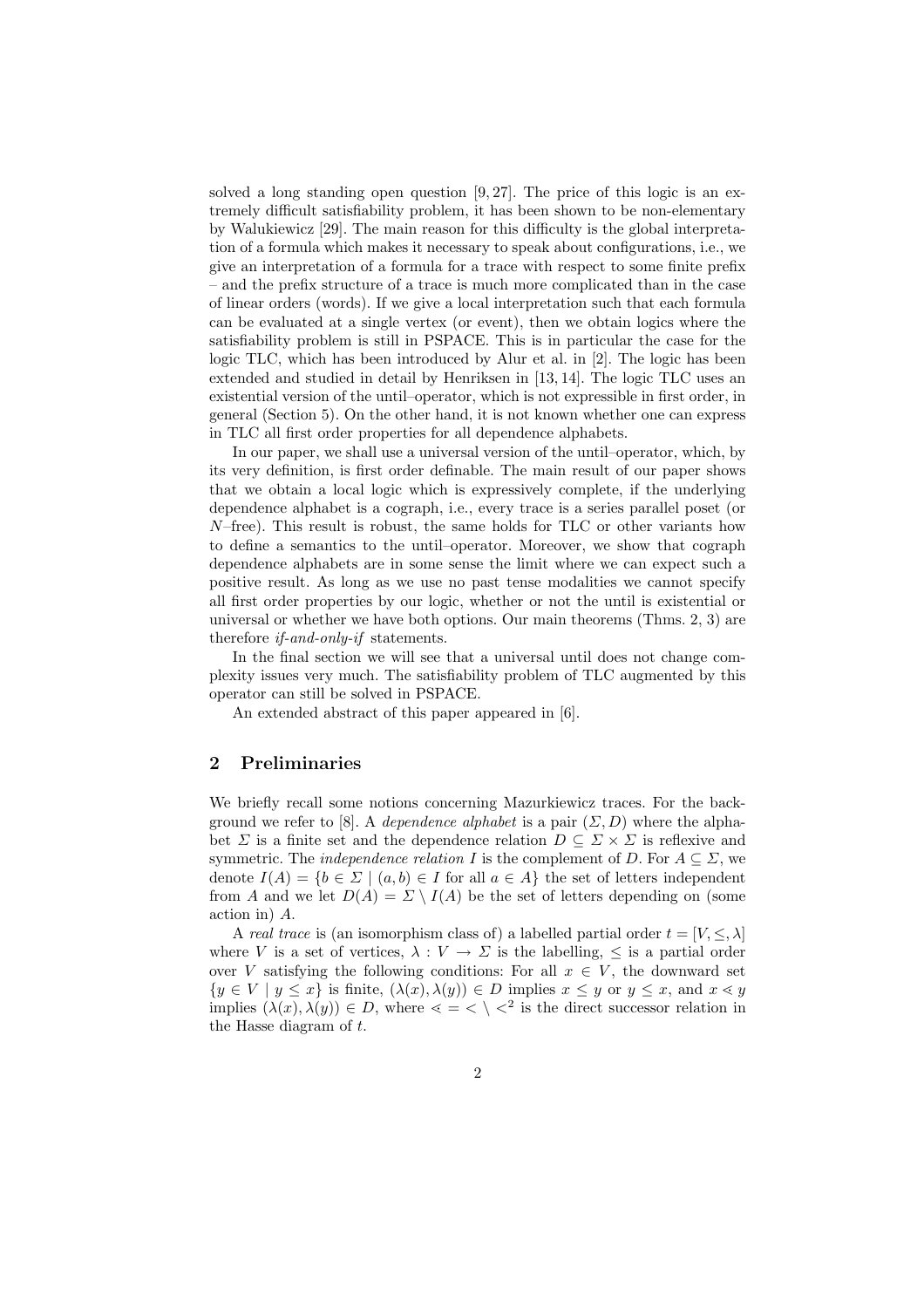solved a long standing open question [9, 27]. The price of this logic is an extremely difficult satisfiability problem, it has been shown to be non-elementary by Walukiewicz [29]. The main reason for this difficulty is the global interpretation of a formula which makes it necessary to speak about configurations, i.e., we give an interpretation of a formula for a trace with respect to some finite prefix – and the prefix structure of a trace is much more complicated than in the case of linear orders (words). If we give a local interpretation such that each formula can be evaluated at a single vertex (or event), then we obtain logics where the satisfiability problem is still in PSPACE. This is in particular the case for the logic TLC, which has been introduced by Alur et al. in [2]. The logic has been extended and studied in detail by Henriksen in [13, 14]. The logic TLC uses an existential version of the until–operator, which is not expressible in first order, in general (Section 5). On the other hand, it is not known whether one can express in TLC all first order properties for all dependence alphabets.

In our paper, we shall use a universal version of the until–operator, which, by its very definition, is first order definable. The main result of our paper shows that we obtain a local logic which is expressively complete, if the underlying dependence alphabet is a cograph, i.e., every trace is a series parallel poset (or $N$–free). This result is robust, the same holds for TLC or other variants how to define a semantics to the until–operator. Moreover, we show that cograph dependence alphabets are in some sense the limit where we can expect such a positive result. As long as we use no past tense modalities we cannot specify all first order properties by our logic, whether or not the until is existential or universal or whether we have both options. Our main theorems (Thms. 2, 3) are therefore *if-and-only-if* statements.

In the final section we will see that a universal until does not change complexity issues very much. The satisfiability problem of TLC augmented by this operator can still be solved in PSPACE.

An extended abstract of this paper appeared in [6].

## 2 Preliminaries

We briefly recall some notions concerning Mazurkiewicz traces. For the background we refer to [8]. A *dependence alphabet* is a pair $(\Sigma, D)$ where the alphabet $\Sigma$ is a finite set and the dependence relation $D \subseteq \Sigma \times \Sigma$ is reflexive and symmetric. The *independence relation* $I$ is the complement of $D$. For $A \subseteq \Sigma$, we denote $I(A) = \{b \in \Sigma \mid (a, b) \in I \text{ for all } a \in A\}$ the set of letters independent from $A$ and we let $D(A) = \Sigma \setminus I(A)$ be the set of letters depending on (some action in) $A$.

A *real trace* is (an isomorphism class of) a labelled partial order $t = [V, \leq, \lambda]$ where $V$ is a set of vertices, $\lambda : V \to \Sigma$ is the labelling, $\leq$ is a partial order over $V$ satisfying the following conditions: For all $x \in V$, the downward set $\{y \in V \mid y \leq x\}$ is finite, $(\lambda(x), \lambda(y)) \in D$ implies $x \leq y$ or $y \leq x$, and $x \lessdot y$ implies $(\lambda(x), \lambda(y)) \in D$, where $\lessdot = < \setminus <^2$ is the direct successor relation in the Hasse diagram of $t$.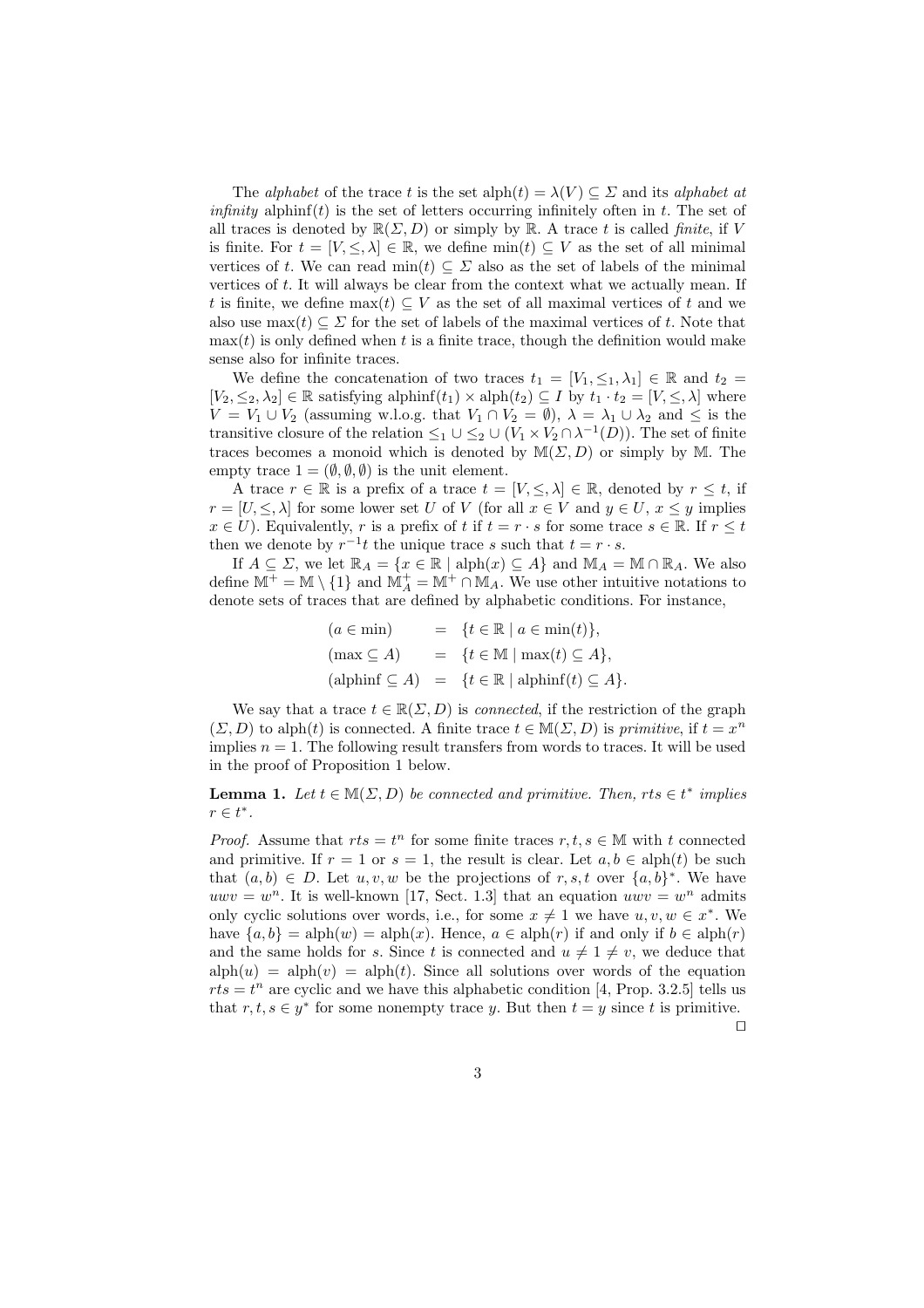The *alphabet* of the trace $t$ is the set $\mathrm{alph}(t) = \lambda(V) \subseteq \Sigma$ and its *alphabet at infinity* $\mathrm{alphinf}(t)$ is the set of letters occurring infinitely often in $t$. The set of all traces is denoted by $\mathbb{R}(\Sigma, D)$ or simply by $\mathbb{R}$. A trace $t$ is called *finite*, if $V$ is finite. For $t = [V, \leq, \lambda] \in \mathbb{R}$, we define $\min(t) \subseteq V$ as the set of all minimal vertices of $t$. We can read $\min(t) \subseteq \Sigma$ also as the set of labels of the minimal vertices of $t$. It will always be clear from the context what we actually mean. If $t$ is finite, we define $\max(t) \subseteq V$ as the set of all maximal vertices of $t$ and we also use $\max(t) \subseteq \Sigma$ for the set of labels of the maximal vertices of $t$. Note that $\max(t)$ is only defined when $t$ is a finite trace, though the definition would make sense also for infinite traces.

We define the concatenation of two traces $t_1 = [V_1, \leq_1, \lambda_1] \in \mathbb{R}$ and $t_2 = [V_2, \leq_2, \lambda_2] \in \mathbb{R}$ satisfying $\mathrm{alphinf}(t_1) \times \mathrm{alph}(t_2) \subseteq I$ by $t_1 \cdot t_2 = [V, \leq, \lambda]$ where $V = V_1 \cup V_2$ (assuming w.l.o.g. that $V_1 \cap V_2 = \emptyset$), $\lambda = \lambda_1 \cup \lambda_2$ and $\leq$ is the transitive closure of the relation $\leq_1 \cup \leq_2 \cup (V_1 \times V_2 \cap \lambda^{-1}(D))$. The set of finite traces becomes a monoid which is denoted by $\mathbb{M}(\Sigma, D)$ or simply by $\mathbb{M}$. The empty trace $1 = (\emptyset, \emptyset, \emptyset)$ is the unit element.

A trace $r \in \mathbb{R}$ is a prefix of a trace $t = [V, \leq, \lambda] \in \mathbb{R}$, denoted by $r \leq t$, if $r = [U, \leq, \lambda]$ for some lower set $U$ of $V$ (for all $x \in V$ and $y \in U$, $x \leq y$ implies $x \in U$). Equivalently, $r$ is a prefix of $t$ if $t = r \cdot s$ for some trace $s \in \mathbb{R}$. If $r \leq t$ then we denote by $r^{-1}t$ the unique trace $s$ such that $t = r \cdot s$.

If $A \subseteq \Sigma$, we let $\mathbb{R}_A = \{x \in \mathbb{R} \mid \mathrm{alph}(x) \subseteq A\}$ and $\mathbb{M}_A = \mathbb{M} \cap \mathbb{R}_A$. We also define $\mathbb{M}^+ = \mathbb{M} \setminus \{1\}$ and $\mathbb{M}^+_A = \mathbb{M}^+ \cap \mathbb{M}_A$. We use other intuitive notations to denote sets of traces that are defined by alphabetic conditions. For instance,

$$\begin{aligned}
(a \in \min) &= \{t \in \mathbb{R} \mid a \in \min(t)\}, \\
(\max \subseteq A) &= \{t \in \mathbb{M} \mid \max(t) \subseteq A\}, \\
(\mathrm{alphinf} \subseteq A) &= \{t \in \mathbb{R} \mid \mathrm{alphinf}(t) \subseteq A\}.
\end{aligned}$$

We say that a trace $t \in \mathbb{R}(\Sigma, D)$ is *connected*, if the restriction of the graph $(\Sigma, D)$ to $\mathrm{alph}(t)$ is connected. A finite trace $t \in \mathbb{M}(\Sigma, D)$ is *primitive*, if $t = x^n$ implies $n = 1$. The following result transfers from words to traces. It will be used in the proof of Proposition 1 below.

**Lemma 1.** *Let $t \in \mathbb{M}(\Sigma, D)$ be connected and primitive. Then, $rts \in t^*$ implies $r \in t^*$.*

*Proof.* Assume that $rts = t^n$ for some finite traces $r, t, s \in \mathbb{M}$ with $t$ connected and primitive. If $r = 1$ or $s = 1$, the result is clear. Let $a, b \in \mathrm{alph}(t)$ be such that $(a, b) \in D$. Let $u, v, w$ be the projections of $r, s, t$ over $\{a, b\}^*$. We have $uwv = w^n$. It is well-known [17, Sect. 1.3] that an equation $uwv = w^n$ admits only cyclic solutions over words, i.e., for some $x \neq 1$ we have $u, v, w \in x^*$. We have $\{a, b\} = \mathrm{alph}(w) = \mathrm{alph}(x)$. Hence, $a \in \mathrm{alph}(r)$ if and only if $b \in \mathrm{alph}(r)$ and the same holds for $s$. Since $t$ is connected and $u \neq 1 \neq v$, we deduce that $\mathrm{alph}(u) = \mathrm{alph}(v) = \mathrm{alph}(t)$. Since all solutions over words of the equation $rts = t^n$ are cyclic and we have this alphabetic condition [4, Prop. 3.2.5] tells us that $r, t, s \in y^*$ for some nonempty trace $y$. But then $t = y$ since $t$ is primitive. $\square$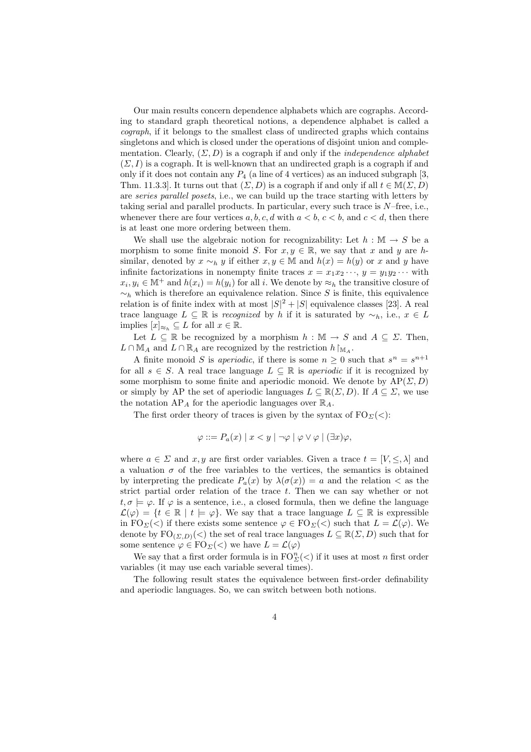Our main results concern dependence alphabets which are cographs. According to standard graph theoretical notions, a dependence alphabet is called a *cograph*, if it belongs to the smallest class of undirected graphs which contains singletons and which is closed under the operations of disjoint union and complementation. Clearly, $(\Sigma, D)$ is a cograph if and only if the *independence alphabet* $(\Sigma, I)$ is a cograph. It is well-known that an undirected graph is a cograph if and only if it does not contain any $P_4$ (a line of 4 vertices) as an induced subgraph [3, Thm. 11.3.3]. It turns out that $(\Sigma, D)$ is a cograph if and only if all $t \in \mathbb{M}(\Sigma, D)$ are *series parallel posets*, i.e., we can build up the trace starting with letters by taking serial and parallel products. In particular, every such trace is $N$–free, i.e., whenever there are four vertices $a, b, c, d$ with $a < b$, $c < b$, and $c < d$, then there is at least one more ordering between them.

We shall use the algebraic notion for recognizability: Let $h : \mathbb{M} \to S$ be a morphism to some finite monoid $S$. For $x, y \in \mathbb{R}$, we say that $x$ and $y$ are $h$-similar, denoted by $x \sim_h y$ if either $x, y \in \mathbb{M}$ and $h(x) = h(y)$ or $x$ and $y$ have infinite factorizations in nonempty finite traces $x = x_1 x_2 \cdots$, $y = y_1 y_2 \cdots$ with $x_i, y_i \in \mathbb{M}^+$ and $h(x_i) = h(y_i)$ for all $i$. We denote by $\approx_h$ the transitive closure of $\sim_h$ which is therefore an equivalence relation. Since $S$ is finite, this equivalence relation is of finite index with at most $|S|^2 + |S|$ equivalence classes [23]. A real trace language $L \subseteq \mathbb{R}$ is *recognized* by $h$ if it is saturated by $\sim_h$, i.e., $x \in L$ implies $[x]_{\approx_h} \subseteq L$ for all $x \in \mathbb{R}$.

Let $L \subseteq \mathbb{R}$ be recognized by a morphism $h : \mathbb{M} \to S$ and $A \subseteq \Sigma$. Then, $L \cap \mathbb{M}_A$ and $L \cap \mathbb{R}_A$ are recognized by the restriction $h\restriction_{\mathbb{M}_A}$.

A finite monoid $S$ is *aperiodic*, if there is some $n \geq 0$ such that $s^n = s^{n+1}$ for all $s \in S$. A real trace language $L \subseteq \mathbb{R}$ is *aperiodic* if it is recognized by some morphism to some finite and aperiodic monoid. We denote by $\mathrm{AP}(\Sigma, D)$ or simply by AP the set of aperiodic languages $L \subseteq \mathbb{R}(\Sigma, D)$. If $A \subseteq \Sigma$, we use the notation $\mathrm{AP}_A$ for the aperiodic languages over $\mathbb{R}_A$.

The first order theory of traces is given by the syntax of $\mathrm{FO}_\Sigma(<)$:

$$\varphi ::= P_a(x) \mid x < y \mid \neg\varphi \mid \varphi \vee \varphi \mid (\exists x)\varphi,$$

where $a \in \Sigma$ and $x, y$ are first order variables. Given a trace $t = [V, \leq, \lambda]$ and a valuation $\sigma$ of the free variables to the vertices, the semantics is obtained by interpreting the predicate $P_a(x)$ by $\lambda(\sigma(x)) = a$ and the relation $<$ as the strict partial order relation of the trace $t$. Then we can say whether or not $t, \sigma \models \varphi$. If $\varphi$ is a sentence, i.e., a closed formula, then we define the language $\mathcal{L}(\varphi) = \{t \in \mathbb{R} \mid t \models \varphi\}$. We say that a trace language $L \subseteq \mathbb{R}$ is expressible in $\mathrm{FO}_\Sigma(<)$ if there exists some sentence $\varphi \in \mathrm{FO}_\Sigma(<)$ such that $L = \mathcal{L}(\varphi)$. We denote by $\mathrm{FO}_{(\Sigma,D)}(<)$ the set of real trace languages $L \subseteq \mathbb{R}(\Sigma, D)$ such that for some sentence $\varphi \in \mathrm{FO}_\Sigma(<)$ we have $L = \mathcal{L}(\varphi)$

We say that a first order formula is in $\mathrm{FO}^n_\Sigma(<)$ if it uses at most $n$ first order variables (it may use each variable several times).

The following result states the equivalence between first-order definability and aperiodic languages. So, we can switch between both notions.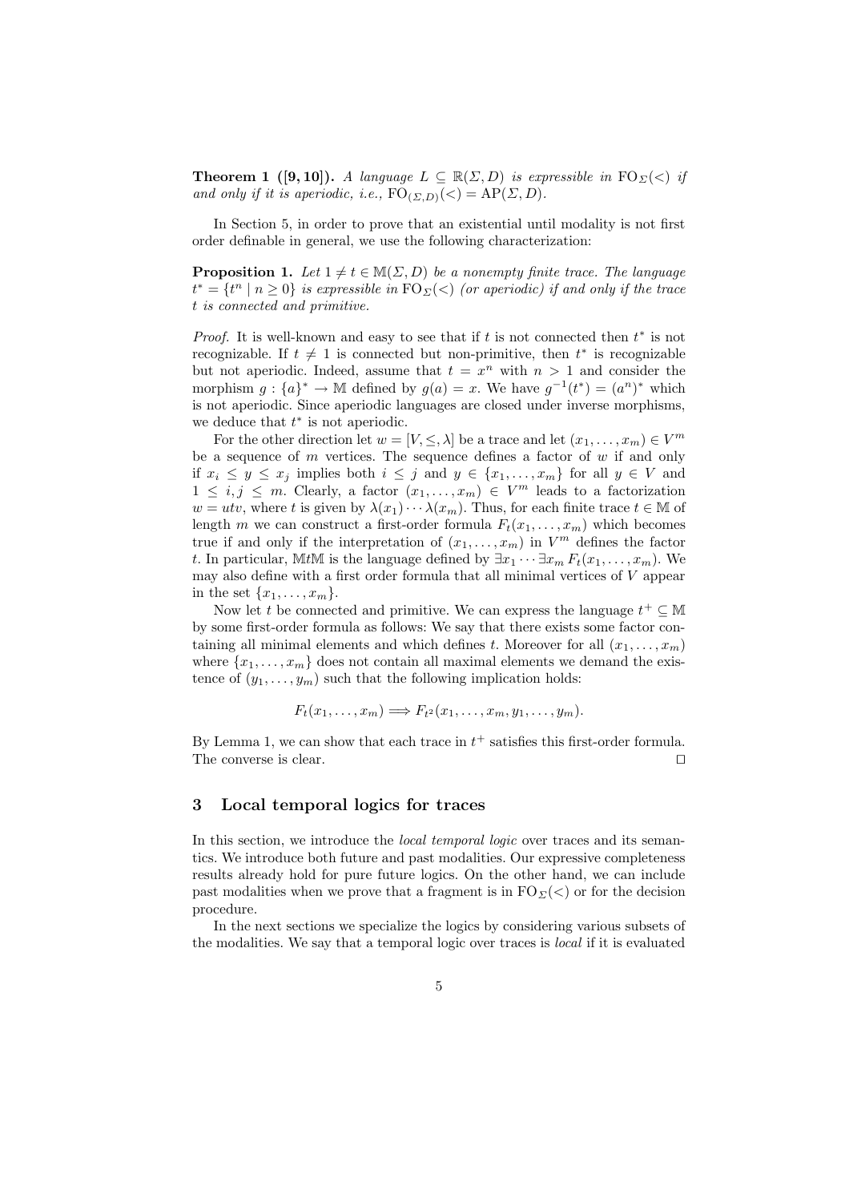**Theorem 1 ([9, 10]).** *A language $L \subseteq \mathbb{R}(\Sigma, D)$ is expressible in $\mathrm{FO}_\Sigma(<)$ if and only if it is aperiodic, i.e.,* $\mathrm{FO}_{(\Sigma,D)}(<) = \mathrm{AP}(\Sigma, D)$.

In Section 5, in order to prove that an existential until modality is not first order definable in general, we use the following characterization:

**Proposition 1.** *Let $1 \neq t \in \mathbb{M}(\Sigma, D)$ be a nonempty finite trace. The language $t^* = \{t^n \mid n \geq 0\}$ is expressible in $\mathrm{FO}_\Sigma(<)$ (or aperiodic) if and only if the trace $t$ is connected and primitive.*

*Proof.* It is well-known and easy to see that if $t$ is not connected then $t^*$ is not recognizable. If $t \neq 1$ is connected but non-primitive, then $t^*$ is recognizable but not aperiodic. Indeed, assume that $t = x^n$ with $n > 1$ and consider the morphism $g : \{a\}^* \to \mathbb{M}$ defined by $g(a) = x$. We have $g^{-1}(t^*) = (a^n)^*$ which is not aperiodic. Since aperiodic languages are closed under inverse morphisms, we deduce that $t^*$ is not aperiodic.

For the other direction let $w = [V, \leq, \lambda]$ be a trace and let $(x_1, \ldots, x_m) \in V^m$ be a sequence of $m$ vertices. The sequence defines a factor of $w$ if and only if $x_i \leq y \leq x_j$ implies both $i \leq j$ and $y \in \{x_1, \ldots, x_m\}$ for all $y \in V$ and $1 \leq i, j \leq m$. Clearly, a factor $(x_1, \ldots, x_m) \in V^m$ leads to a factorization $w = utv$, where $t$ is given by $\lambda(x_1) \cdots \lambda(x_m)$. Thus, for each finite trace $t \in \mathbb{M}$ of length $m$ we can construct a first-order formula $F_t(x_1, \ldots, x_m)$ which becomes true if and only if the interpretation of $(x_1, \ldots, x_m)$ in $V^m$ defines the factor $t$. In particular, $\mathbb{M}t\mathbb{M}$ is the language defined by $\exists x_1 \cdots \exists x_m \, F_t(x_1, \ldots, x_m)$. We may also define with a first order formula that all minimal vertices of $V$ appear in the set $\{x_1, \ldots, x_m\}$.

Now let $t$ be connected and primitive. We can express the language $t^+ \subseteq \mathbb{M}$ by some first-order formula as follows: We say that there exists some factor containing all minimal elements and which defines $t$. Moreover for all $(x_1, \ldots, x_m)$ where $\{x_1, \ldots, x_m\}$ does not contain all maximal elements we demand the existence of $(y_1, \ldots, y_m)$ such that the following implication holds:

$$F_t(x_1, \ldots, x_m) \Longrightarrow F_{t^2}(x_1, \ldots, x_m, y_1, \ldots, y_m).$$

By Lemma 1, we can show that each trace in $t^+$ satisfies this first-order formula. The converse is clear. $\square$

## 3 Local temporal logics for traces

In this section, we introduce the *local temporal logic* over traces and its semantics. We introduce both future and past modalities. Our expressive completeness results already hold for pure future logics. On the other hand, we can include past modalities when we prove that a fragment is in $\mathrm{FO}_\Sigma(<)$ or for the decision procedure.

In the next sections we specialize the logics by considering various subsets of the modalities. We say that a temporal logic over traces is *local* if it is evaluated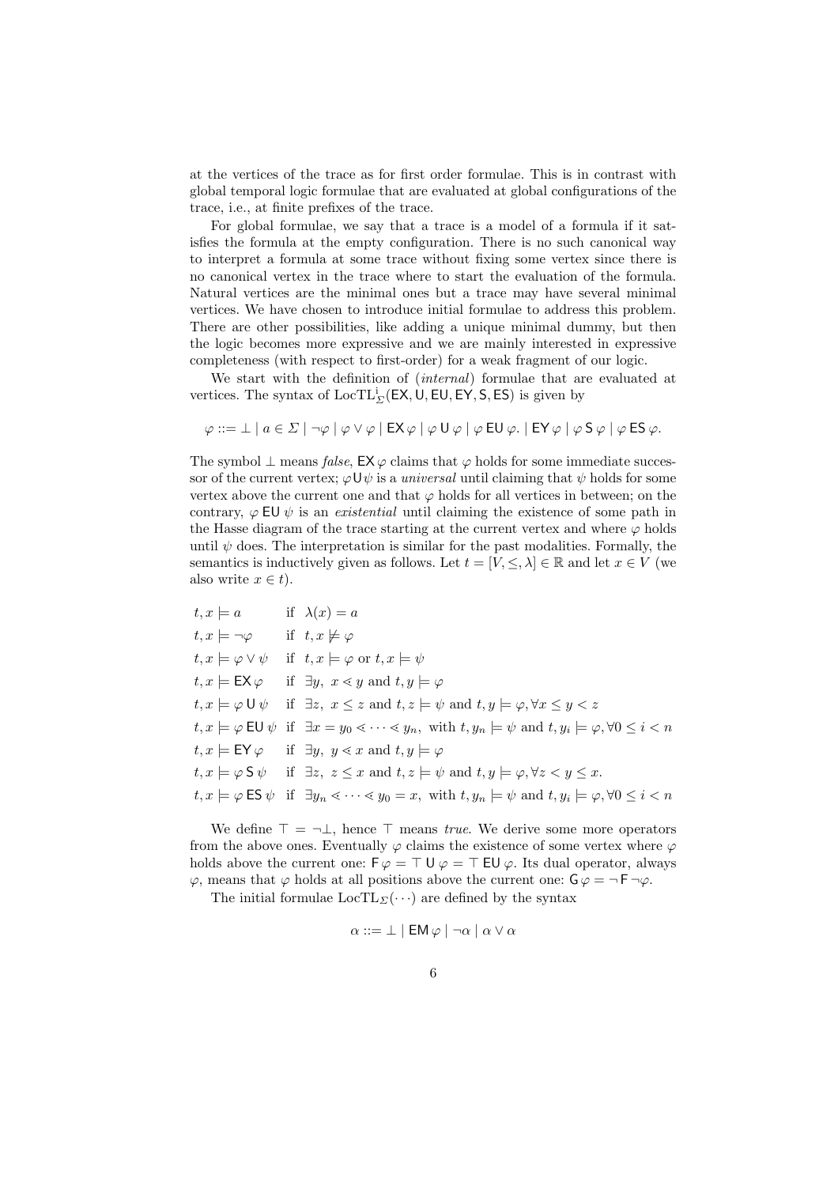at the vertices of the trace as for first order formulae. This is in contrast with global temporal logic formulae that are evaluated at global configurations of the trace, i.e., at finite prefixes of the trace.

For global formulae, we say that a trace is a model of a formula if it satisfies the formula at the empty configuration. There is no such canonical way to interpret a formula at some trace without fixing some vertex since there is no canonical vertex in the trace where to start the evaluation of the formula. Natural vertices are the minimal ones but a trace may have several minimal vertices. We have chosen to introduce initial formulae to address this problem. There are other possibilities, like adding a unique minimal dummy, but then the logic becomes more expressive and we are mainly interested in expressive completeness (with respect to first-order) for a weak fragment of our logic.

We start with the definition of (*internal*) formulae that are evaluated at vertices. The syntax of $\mathrm{LocTL}^{\mathrm{i}}_{\Sigma}(\mathsf{EX}, \mathsf{U}, \mathsf{EU}, \mathsf{EY}, \mathsf{S}, \mathsf{ES})$ is given by

$$\varphi ::= \bot \mid a \in \Sigma \mid \neg\varphi \mid \varphi \vee \varphi \mid \mathsf{EX}\,\varphi \mid \varphi\,\mathsf{U}\,\varphi \mid \varphi\,\mathsf{EU}\,\varphi. \mid \mathsf{EY}\,\varphi \mid \varphi\,\mathsf{S}\,\varphi \mid \varphi\,\mathsf{ES}\,\varphi.$$

The symbol $\bot$ means *false*, $\mathsf{EX}\,\varphi$ claims that $\varphi$ holds for some immediate successor of the current vertex; $\varphi\mathsf{U}\psi$ is a *universal* until claiming that $\psi$ holds for some vertex above the current one and that $\varphi$ holds for all vertices in between; on the contrary, $\varphi\,\mathsf{EU}\,\psi$ is an *existential* until claiming the existence of some path in the Hasse diagram of the trace starting at the current vertex and where $\varphi$ holds until $\psi$ does. The interpretation is similar for the past modalities. Formally, the semantics is inductively given as follows. Let $t = [V, \leq, \lambda] \in \mathbb{R}$ and let $x \in V$ (we also write $x \in t$).

$$
\begin{array}{ll}
t, x \models a & \text{if } \lambda(x) = a \\
t, x \models \neg\varphi & \text{if } t, x \not\models \varphi \\
t, x \models \varphi \vee \psi & \text{if } t, x \models \varphi \text{ or } t, x \models \psi \\
t, x \models \mathsf{EX}\,\varphi & \text{if } \exists y,\ x \lessdot y \text{ and } t, y \models \varphi \\
t, x \models \varphi\,\mathsf{U}\,\psi & \text{if } \exists z,\ x \leq z \text{ and } t, z \models \psi \text{ and } t, y \models \varphi, \forall x \leq y < z \\
t, x \models \varphi\,\mathsf{EU}\,\psi & \text{if } \exists x = y_0 \lessdot \cdots \lessdot y_n, \text{ with } t, y_n \models \psi \text{ and } t, y_i \models \varphi, \forall 0 \leq i < n \\
t, x \models \mathsf{EY}\,\varphi & \text{if } \exists y,\ y \lessdot x \text{ and } t, y \models \varphi \\
t, x \models \varphi\,\mathsf{S}\,\psi & \text{if } \exists z,\ z \leq x \text{ and } t, z \models \psi \text{ and } t, y \models \varphi, \forall z < y \leq x. \\
t, x \models \varphi\,\mathsf{ES}\,\psi & \text{if } \exists y_n \lessdot \cdots \lessdot y_0 = x, \text{ with } t, y_n \models \psi \text{ and } t, y_i \models \varphi, \forall 0 \leq i < n
\end{array}
$$

We define $\top = \neg\bot$, hence $\top$ means *true*. We derive some more operators from the above ones. Eventually $\varphi$ claims the existence of some vertex where $\varphi$ holds above the current one: $\mathsf{F}\,\varphi = \top\,\mathsf{U}\,\varphi = \top\,\mathsf{EU}\,\varphi$. Its dual operator, always $\varphi$, means that $\varphi$ holds at all positions above the current one: $\mathsf{G}\,\varphi = \neg\,\mathsf{F}\,\neg\varphi$.

The initial formulae $\mathrm{LocTL}_{\Sigma}(\cdots)$ are defined by the syntax

$$\alpha ::= \bot \mid \mathsf{EM}\,\varphi \mid \neg\alpha \mid \alpha \vee \alpha$$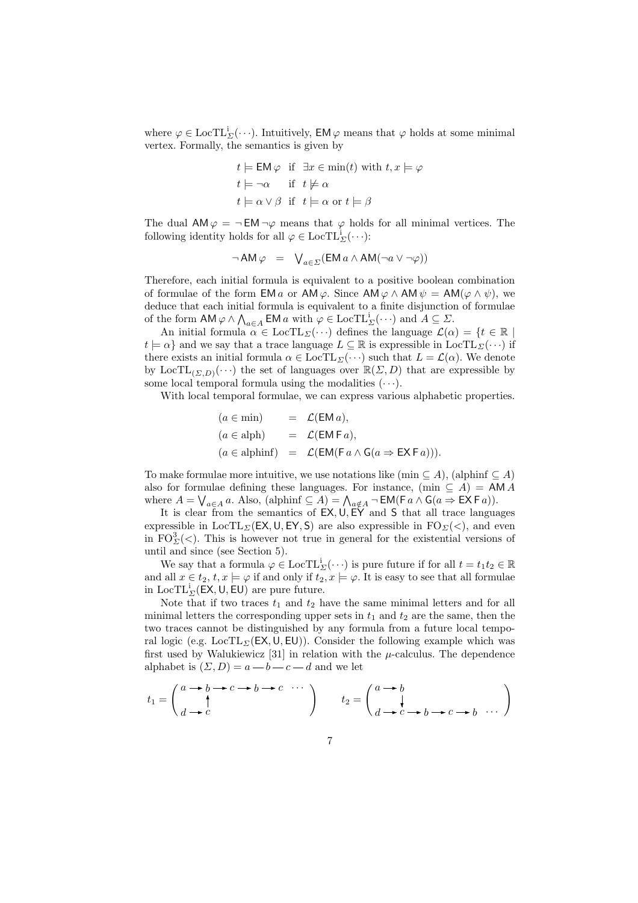where $\varphi \in \mathrm{LocTL}^{\mathrm{i}}_{\Sigma}(\cdots)$. Intuitively, $\mathsf{EM}\,\varphi$ means that $\varphi$ holds at some minimal vertex. Formally, the semantics is given by

$$
\begin{array}{ll}
t \models \mathsf{EM}\,\varphi & \text{if } \exists x \in \min(t) \text{ with } t, x \models \varphi \\
t \models \neg\alpha & \text{if } t \not\models \alpha \\
t \models \alpha \vee \beta & \text{if } t \models \alpha \text{ or } t \models \beta
\end{array}
$$

The dual $\mathsf{AM}\,\varphi = \neg\,\mathsf{EM}\,\neg\varphi$ means that $\varphi$ holds for all minimal vertices. The following identity holds for all $\varphi \in \mathrm{LocTL}^{\mathrm{i}}_{\Sigma}(\cdots)$:

$$
\neg\,\mathsf{AM}\,\varphi \;=\; \bigvee\nolimits_{a\in\Sigma} (\mathsf{EM}\,a \wedge \mathsf{AM}(\neg a \vee \neg\varphi))
$$

Therefore, each initial formula is equivalent to a positive boolean combination of formulae of the form $\mathsf{EM}\,a$ or $\mathsf{AM}\,\varphi$. Since $\mathsf{AM}\,\varphi \wedge \mathsf{AM}\,\psi = \mathsf{AM}(\varphi \wedge \psi)$, we deduce that each initial formula is equivalent to a finite disjunction of formulae of the form $\mathsf{AM}\,\varphi \wedge \bigwedge_{a\in A} \mathsf{EM}\,a$ with $\varphi \in \mathrm{LocTL}^{\mathrm{i}}_{\Sigma}(\cdots)$ and $A \subseteq \Sigma$.

An initial formula $\alpha \in \mathrm{LocTL}_{\Sigma}(\cdots)$ defines the language $\mathcal{L}(\alpha) = \{t \in \mathbb{R} \mid t \models \alpha\}$ and we say that a trace language $L \subseteq \mathbb{R}$ is expressible in $\mathrm{LocTL}_{\Sigma}(\cdots)$ if there exists an initial formula $\alpha \in \mathrm{LocTL}_{\Sigma}(\cdots)$ such that $L = \mathcal{L}(\alpha)$. We denote by $\mathrm{LocTL}_{(\Sigma,D)}(\cdots)$ the set of languages over $\mathbb{R}(\Sigma, D)$ that are expressible by some local temporal formula using the modalities $(\cdots)$.

With local temporal formulae, we can express various alphabetic properties.

$$
\begin{array}{lll}
(a \in \min) & = & \mathcal{L}(\mathsf{EM}\,a), \\
(a \in \mathrm{alph}) & = & \mathcal{L}(\mathsf{EM}\,\mathsf{F}\,a), \\
(a \in \mathrm{alphinf}) & = & \mathcal{L}(\mathsf{EM}(\mathsf{F}\,a \wedge \mathsf{G}(a \Rightarrow \mathsf{EX}\,\mathsf{F}\,a))).
\end{array}
$$

To make formulae more intuitive, we use notations like $(\min \subseteq A)$, $(\mathrm{alphinf} \subseteq A)$ also for formulae defining these languages. For instance, $(\min \subseteq A) = \mathsf{AM}\,A$ where $A = \bigvee_{a\in A} a$. Also, $(\mathrm{alphinf} \subseteq A) = \bigwedge_{a\notin A} \neg\,\mathsf{EM}(\mathsf{F}\,a \wedge \mathsf{G}(a \Rightarrow \mathsf{EX}\,\mathsf{F}\,a))$.

It is clear from the semantics of $\mathsf{EX}, \mathsf{U}, \mathsf{EY}$ and $\mathsf{S}$ that all trace languages expressible in $\mathrm{LocTL}_{\Sigma}(\mathsf{EX}, \mathsf{U}, \mathsf{EY}, \mathsf{S})$ are also expressible in $\mathrm{FO}_{\Sigma}(<)$, and even in $\mathrm{FO}^3_{\Sigma}(<)$. This is however not true in general for the existential versions of until and since (see Section 5).

We say that a formula $\varphi \in \mathrm{LocTL}^{\mathrm{i}}_{\Sigma}(\cdots)$ is pure future if for all $t = t_1 t_2 \in \mathbb{R}$ and all $x \in t_2$, $t, x \models \varphi$ if and only if $t_2, x \models \varphi$. It is easy to see that all formulae in $\mathrm{LocTL}^{\mathrm{i}}_{\Sigma}(\mathsf{EX}, \mathsf{U}, \mathsf{EU})$ are pure future.

Note that if two traces $t_1$ and $t_2$ have the same minimal letters and for all minimal letters the corresponding upper sets in $t_1$ and $t_2$ are the same, then the two traces cannot be distinguished by any formula from a future local temporal logic (e.g. $\mathrm{LocTL}_{\Sigma}(\mathsf{EX}, \mathsf{U}, \mathsf{EU})$). Consider the following example which was first used by Walukiewicz [31] in relation with the $\mu$-calculus. The dependence alphabet is $(\Sigma, D) = a — b — c — d$ and we let

$$
t_1 = \left(\begin{array}{l} a \to b \to c \to b \to c \;\;\cdots \\ \phantom{a \to{}} \uparrow \\ d \to c \end{array}\right) \qquad t_2 = \left(\begin{array}{l} a \to b \\ \phantom{a \to{}} \downarrow \\ d \to c \to b \to c \to b \;\;\cdots \end{array}\right)
$$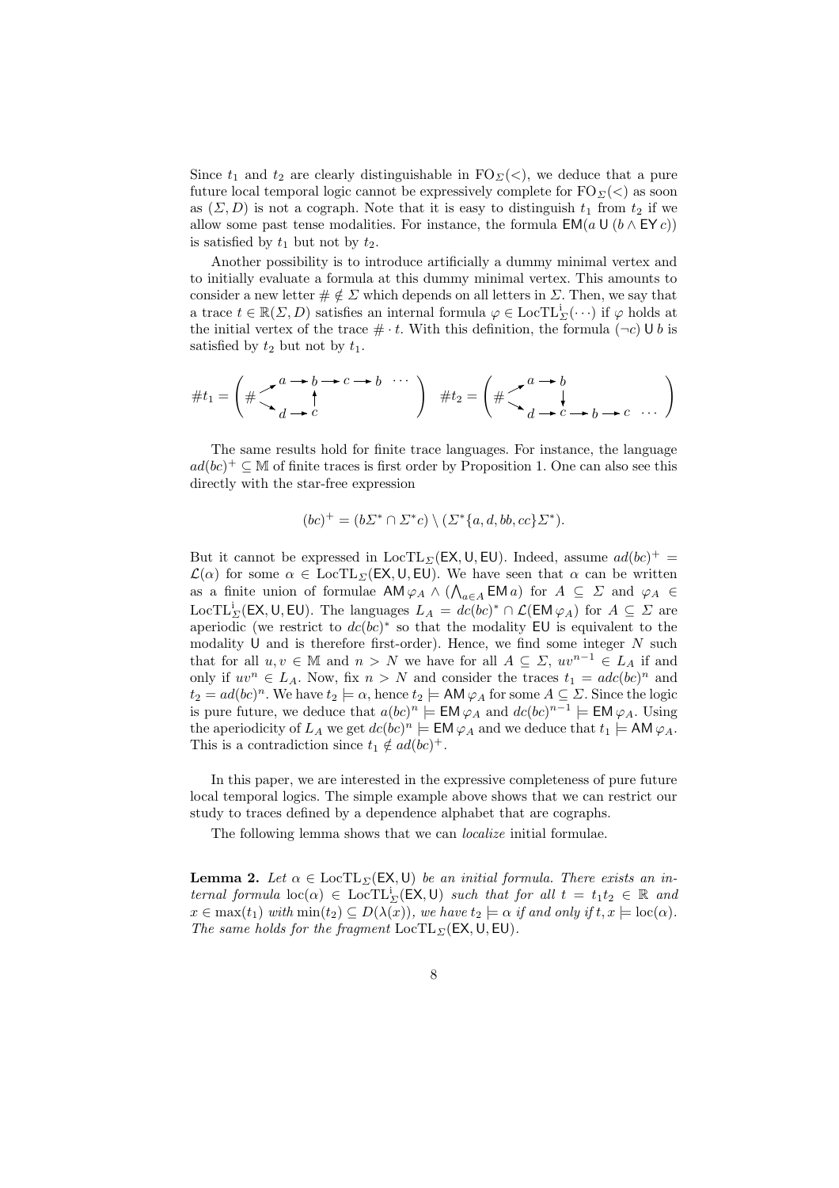Since $t_1$ and $t_2$ are clearly distinguishable in $\mathrm{FO}_\Sigma(<)$, we deduce that a pure future local temporal logic cannot be expressively complete for $\mathrm{FO}_\Sigma(<)$ as soon as $(\Sigma, D)$ is not a cograph. Note that it is easy to distinguish $t_1$ from $t_2$ if we allow some past tense modalities. For instance, the formula $\mathsf{EM}(a \,\mathsf{U}\, (b \wedge \mathsf{EY}\, c))$ is satisfied by $t_1$ but not by $t_2$.

Another possibility is to introduce artificially a dummy minimal vertex and to initially evaluate a formula at this dummy minimal vertex. This amounts to consider a new letter $\# \notin \Sigma$ which depends on all letters in $\Sigma$. Then, we say that a trace $t \in \mathbb{R}(\Sigma, D)$ satisfies an internal formula $\varphi \in \mathrm{LocTL}^{\mathrm{i}}_\Sigma(\cdots)$ if $\varphi$ holds at the initial vertex of the trace $\# \cdot t$. With this definition, the formula $(\neg c) \,\mathsf{U}\, b$ is satisfied by $t_2$ but not by $t_1$.

$$\#t_1 = \left( \# \begin{array}{l} \nearrow a \to b \to c \to b \;\cdots \\ \searrow d \to c \;(\uparrow b) \end{array} \right) \quad \#t_2 = \left( \# \begin{array}{l} \nearrow a \to b \;(\downarrow c) \\ \searrow d \to c \to b \to c \;\cdots \end{array} \right)$$

The same results hold for finite trace languages. For instance, the language $ad(bc)^+ \subseteq \mathbb{M}$ of finite traces is first order by Proposition 1. One can also see this directly with the star-free expression

$$(bc)^+ = (b\Sigma^* \cap \Sigma^* c) \setminus (\Sigma^*\{a, d, bb, cc\}\Sigma^*).$$

But it cannot be expressed in $\mathrm{LocTL}_\Sigma(\mathsf{EX}, \mathsf{U}, \mathsf{EU})$. Indeed, assume $ad(bc)^+ = \mathcal{L}(\alpha)$ for some $\alpha \in \mathrm{LocTL}_\Sigma(\mathsf{EX}, \mathsf{U}, \mathsf{EU})$. We have seen that $\alpha$ can be written as a finite union of formulae $\mathsf{AM}\,\varphi_A \wedge (\bigwedge_{a\in A} \mathsf{EM}\, a)$ for $A \subseteq \Sigma$ and $\varphi_A \in \mathrm{LocTL}^{\mathrm{i}}_\Sigma(\mathsf{EX}, \mathsf{U}, \mathsf{EU})$. The languages $L_A = dc(bc)^* \cap \mathcal{L}(\mathsf{EM}\,\varphi_A)$ for $A \subseteq \Sigma$ are aperiodic (we restrict to $dc(bc)^*$ so that the modality $\mathsf{EU}$ is equivalent to the modality $\mathsf{U}$ and is therefore first-order). Hence, we find some integer $N$ such that for all $u, v \in \mathbb{M}$ and $n > N$ we have for all $A \subseteq \Sigma$, $uv^{n-1} \in L_A$ if and only if $uv^n \in L_A$. Now, fix $n > N$ and consider the traces $t_1 = adc(bc)^n$ and $t_2 = ad(bc)^n$. We have $t_2 \models \alpha$, hence $t_2 \models \mathsf{AM}\,\varphi_A$ for some $A \subseteq \Sigma$. Since the logic is pure future, we deduce that $a(bc)^n \models \mathsf{EM}\,\varphi_A$ and $dc(bc)^{n-1} \models \mathsf{EM}\,\varphi_A$. Using the aperiodicity of $L_A$ we get $dc(bc)^n \models \mathsf{EM}\,\varphi_A$ and we deduce that $t_1 \models \mathsf{AM}\,\varphi_A$. This is a contradiction since $t_1 \notin ad(bc)^+$.

In this paper, we are interested in the expressive completeness of pure future local temporal logics. The simple example above shows that we can restrict our study to traces defined by a dependence alphabet that are cographs.

The following lemma shows that we can *localize* initial formulae.

**Lemma 2.** *Let $\alpha \in \mathrm{LocTL}_\Sigma(\mathsf{EX}, \mathsf{U})$ be an initial formula. There exists an internal formula $\mathrm{loc}(\alpha) \in \mathrm{LocTL}^{\mathrm{i}}_\Sigma(\mathsf{EX}, \mathsf{U})$ such that for all $t = t_1 t_2 \in \mathbb{R}$ and $x \in \max(t_1)$ with $\min(t_2) \subseteq D(\lambda(x))$, we have $t_2 \models \alpha$ if and only if $t, x \models \mathrm{loc}(\alpha)$. The same holds for the fragment $\mathrm{LocTL}_\Sigma(\mathsf{EX}, \mathsf{U}, \mathsf{EU})$.*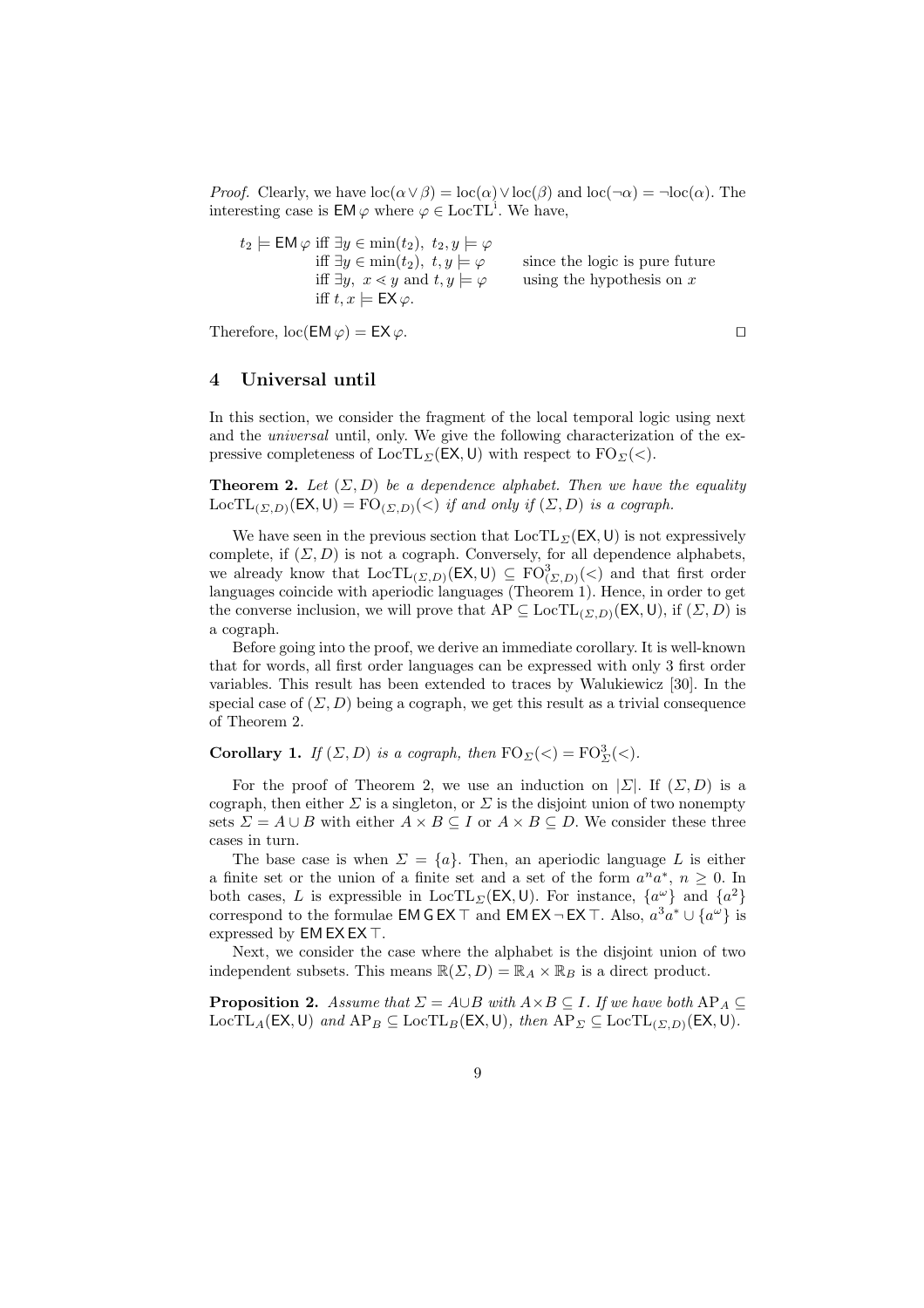*Proof.* Clearly, we have $\mathrm{loc}(\alpha \vee \beta) = \mathrm{loc}(\alpha) \vee \mathrm{loc}(\beta)$ and $\mathrm{loc}(\neg\alpha) = \neg\mathrm{loc}(\alpha)$. The interesting case is $\mathsf{EM}\,\varphi$ where $\varphi \in \mathrm{LocTL}^{\mathrm{i}}$. We have,

$$
\begin{array}{lll}
t_2 \models \mathsf{EM}\,\varphi & \text{iff } \exists y \in \min(t_2),\ t_2, y \models \varphi & \\
 & \text{iff } \exists y \in \min(t_2),\ t, y \models \varphi & \text{since the logic is pure future} \\
 & \text{iff } \exists y,\ x \lessdot y \text{ and } t, y \models \varphi & \text{using the hypothesis on } x \\
 & \text{iff } t, x \models \mathsf{EX}\,\varphi. &
\end{array}
$$

Therefore, $\mathrm{loc}(\mathsf{EM}\,\varphi) = \mathsf{EX}\,\varphi$. □

## 4 Universal until

In this section, we consider the fragment of the local temporal logic using next and the *universal* until, only. We give the following characterization of the expressive completeness of $\mathrm{LocTL}_\Sigma(\mathsf{EX},\mathsf{U})$ with respect to $\mathrm{FO}_\Sigma(<)$.

**Theorem 2.** *Let $(\Sigma, D)$ be a dependence alphabet. Then we have the equality $\mathrm{LocTL}_{(\Sigma,D)}(\mathsf{EX},\mathsf{U}) = \mathrm{FO}_{(\Sigma,D)}(<)$ if and only if $(\Sigma, D)$ is a cograph.*

We have seen in the previous section that $\mathrm{LocTL}_\Sigma(\mathsf{EX},\mathsf{U})$ is not expressively complete, if $(\Sigma, D)$ is not a cograph. Conversely, for all dependence alphabets, we already know that $\mathrm{LocTL}_{(\Sigma,D)}(\mathsf{EX},\mathsf{U}) \subseteq \mathrm{FO}^3_{(\Sigma,D)}(<)$ and that first order languages coincide with aperiodic languages (Theorem 1). Hence, in order to get the converse inclusion, we will prove that $\mathrm{AP} \subseteq \mathrm{LocTL}_{(\Sigma,D)}(\mathsf{EX},\mathsf{U})$, if $(\Sigma, D)$ is a cograph.

Before going into the proof, we derive an immediate corollary. It is well-known that for words, all first order languages can be expressed with only 3 first order variables. This result has been extended to traces by Walukiewicz [30]. In the special case of $(\Sigma, D)$ being a cograph, we get this result as a trivial consequence of Theorem 2.

**Corollary 1.** *If $(\Sigma, D)$ is a cograph, then $\mathrm{FO}_\Sigma(<) = \mathrm{FO}^3_\Sigma(<)$.*

For the proof of Theorem 2, we use an induction on $|\Sigma|$. If $(\Sigma, D)$ is a cograph, then either $\Sigma$ is a singleton, or $\Sigma$ is the disjoint union of two nonempty sets $\Sigma = A \cup B$ with either $A \times B \subseteq I$ or $A \times B \subseteq D$. We consider these three cases in turn.

The base case is when $\Sigma = \{a\}$. Then, an aperiodic language $L$ is either a finite set or the union of a finite set and a set of the form $a^n a^*$, $n \geq 0$. In both cases, $L$ is expressible in $\mathrm{LocTL}_\Sigma(\mathsf{EX},\mathsf{U})$. For instance, $\{a^\omega\}$ and $\{a^2\}$ correspond to the formulae $\mathsf{EM}\,\mathsf{G}\,\mathsf{EX}\,\top$ and $\mathsf{EM}\,\mathsf{EX}\,\neg\,\mathsf{EX}\,\top$. Also, $a^3a^* \cup \{a^\omega\}$ is expressed by $\mathsf{EM}\,\mathsf{EX}\,\mathsf{EX}\,\top$.

Next, we consider the case where the alphabet is the disjoint union of two independent subsets. This means $\mathbb{R}(\Sigma, D) = \mathbb{R}_A \times \mathbb{R}_B$ is a direct product.

**Proposition 2.** *Assume that $\Sigma = A \cup B$ with $A \times B \subseteq I$. If we have both $\mathrm{AP}_A \subseteq \mathrm{LocTL}_A(\mathsf{EX},\mathsf{U})$ and $\mathrm{AP}_B \subseteq \mathrm{LocTL}_B(\mathsf{EX},\mathsf{U})$, then $\mathrm{AP}_\Sigma \subseteq \mathrm{LocTL}_{(\Sigma,D)}(\mathsf{EX},\mathsf{U})$.*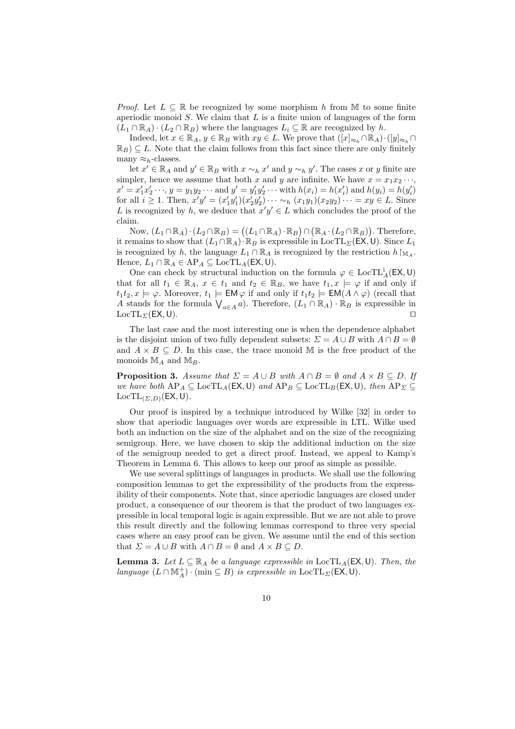*Proof.* Let $L \subseteq \mathbb{R}$ be recognized by some morphism $h$ from $\mathbb{M}$ to some finite aperiodic monoid $S$. We claim that $L$ is a finite union of languages of the form $(L_1 \cap \mathbb{R}_A) \cdot (L_2 \cap \mathbb{R}_B)$ where the languages $L_i \subseteq \mathbb{R}$ are recognized by $h$.

Indeed, let $x \in \mathbb{R}_A$, $y \in \mathbb{R}_B$ with $xy \in L$. We prove that $([x]_{\approx_h} \cap \mathbb{R}_A) \cdot ([y]_{\approx_h} \cap \mathbb{R}_B) \subseteq L$. Note that the claim follows from this fact since there are only finitely many $\approx_h$-classes.

let $x' \in \mathbb{R}_A$ and $y' \in \mathbb{R}_B$ with $x \sim_h x'$ and $y \sim_h y'$. The cases $x$ or $y$ finite are simpler, hence we assume that both $x$ and $y$ are infinite. We have $x = x_1 x_2 \cdots$, $x' = x'_1 x'_2 \cdots$, $y = y_1 y_2 \cdots$ and $y' = y'_1 y'_2 \cdots$ with $h(x_i) = h(x'_i)$ and $h(y_i) = h(y'_i)$ for all $i \geq 1$. Then, $x'y' = (x'_1 y'_1)(x'_2 y'_2) \cdots \sim_h (x_1 y_1)(x_2 y_2) \cdots = xy \in L$. Since $L$ is recognized by $h$, we deduce that $x'y' \in L$ which concludes the proof of the claim.

Now, $(L_1 \cap \mathbb{R}_A) \cdot (L_2 \cap \mathbb{R}_B) = \big((L_1 \cap \mathbb{R}_A) \cdot \mathbb{R}_B\big) \cap \big(\mathbb{R}_A \cdot (L_2 \cap \mathbb{R}_B)\big)$. Therefore, it remains to show that $(L_1 \cap \mathbb{R}_A) \cdot \mathbb{R}_B$ is expressible in $\mathrm{LocTL}_\Sigma(\mathsf{EX}, \mathsf{U})$. Since $L_1$ is recognized by $h$, the language $L_1 \cap \mathbb{R}_A$ is recognized by the restriction $h\restriction_{\mathbb{M}_A}$. Hence, $L_1 \cap \mathbb{R}_A \in \mathrm{AP}_A \subseteq \mathrm{LocTL}_A(\mathsf{EX}, \mathsf{U})$.

One can check by structural induction on the formula $\varphi \in \mathrm{LocTL}^{\mathrm{i}}_A(\mathsf{EX}, \mathsf{U})$ that for all $t_1 \in \mathbb{R}_A$, $x \in t_1$ and $t_2 \in \mathbb{R}_B$, we have $t_1, x \models \varphi$ if and only if $t_1 t_2, x \models \varphi$. Moreover, $t_1 \models \mathsf{EM}\,\varphi$ if and only if $t_1 t_2 \models \mathsf{EM}(A \wedge \varphi)$ (recall that $A$ stands for the formula $\bigvee_{a \in A} a$). Therefore, $(L_1 \cap \mathbb{R}_A) \cdot \mathbb{R}_B$ is expressible in $\mathrm{LocTL}_\Sigma(\mathsf{EX}, \mathsf{U})$. $\square$

The last case and the most interesting one is when the dependence alphabet is the disjoint union of two fully dependent subsets: $\Sigma = A \cup B$ with $A \cap B = \emptyset$ and $A \times B \subseteq D$. In this case, the trace monoid $\mathbb{M}$ is the free product of the monoids $\mathbb{M}_A$ and $\mathbb{M}_B$.

**Proposition 3.** *Assume that $\Sigma = A \cup B$ with $A \cap B = \emptyset$ and $A \times B \subseteq D$. If we have both $\mathrm{AP}_A \subseteq \mathrm{LocTL}_A(\mathsf{EX}, \mathsf{U})$ and $\mathrm{AP}_B \subseteq \mathrm{LocTL}_B(\mathsf{EX}, \mathsf{U})$, then $\mathrm{AP}_\Sigma \subseteq \mathrm{LocTL}_{(\Sigma,D)}(\mathsf{EX}, \mathsf{U})$.*

Our proof is inspired by a technique introduced by Wilke [32] in order to show that aperiodic languages over words are expressible in LTL. Wilke used both an induction on the size of the alphabet and on the size of the recognizing semigroup. Here, we have chosen to skip the additional induction on the size of the semigroup needed to get a direct proof. Instead, we appeal to Kamp's Theorem in Lemma 6. This allows to keep our proof as simple as possible.

We use several splittings of languages in products. We shall use the following composition lemmas to get the expressibility of the products from the expressibility of their components. Note that, since aperiodic languages are closed under product, a consequence of our theorem is that the product of two languages expressible in local temporal logic is again expressible. But we are not able to prove this result directly and the following lemmas correspond to three very special cases where an easy proof can be given. We assume until the end of this section that $\Sigma = A \cup B$ with $A \cap B = \emptyset$ and $A \times B \subseteq D$.

**Lemma 3.** *Let $L \subseteq \mathbb{R}_A$ be a language expressible in $\mathrm{LocTL}_A(\mathsf{EX}, \mathsf{U})$. Then, the language $(L \cap \mathbb{M}_A^+) \cdot (\min \subseteq B)$ is expressible in $\mathrm{LocTL}_\Sigma(\mathsf{EX}, \mathsf{U})$.*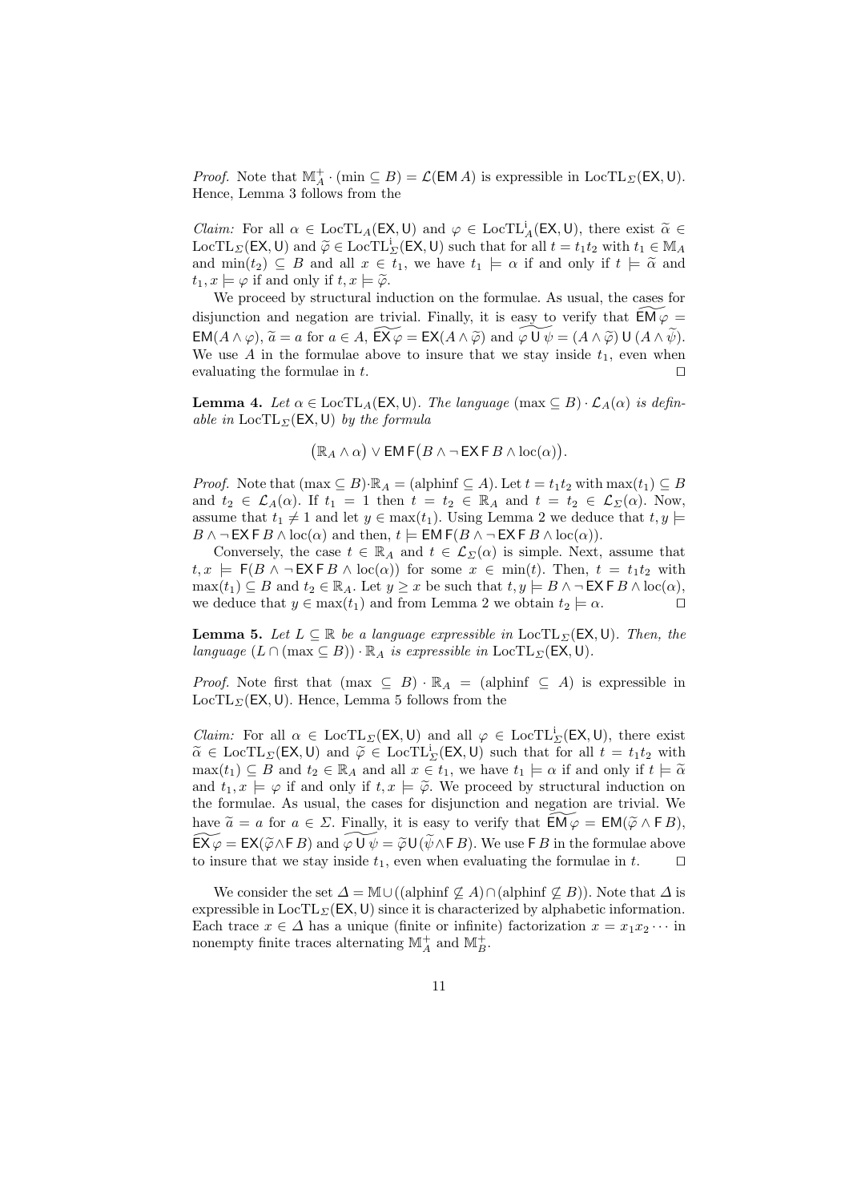*Proof.* Note that $\mathbb{M}_A^+ \cdot (\min \subseteq B) = \mathcal{L}(\mathsf{EM}\, A)$ is expressible in $\mathrm{LocTL}_\Sigma(\mathsf{EX},\mathsf{U})$. Hence, Lemma 3 follows from the

*Claim:* For all $\alpha \in \mathrm{LocTL}_A(\mathsf{EX},\mathsf{U})$ and $\varphi \in \mathrm{LocTL}_A^{\mathrm{i}}(\mathsf{EX},\mathsf{U})$, there exist $\widetilde{\alpha} \in \mathrm{LocTL}_\Sigma(\mathsf{EX},\mathsf{U})$ and $\widetilde{\varphi} \in \mathrm{LocTL}_\Sigma^{\mathrm{i}}(\mathsf{EX},\mathsf{U})$ such that for all $t = t_1 t_2$ with $t_1 \in \mathbb{M}_A$ and $\min(t_2) \subseteq B$ and all $x \in t_1$, we have $t_1 \models \alpha$ if and only if $t \models \widetilde{\alpha}$ and $t_1, x \models \varphi$ if and only if $t, x \models \widetilde{\varphi}$.

We proceed by structural induction on the formulae. As usual, the cases for disjunction and negation are trivial. Finally, it is easy to verify that $\widetilde{\mathsf{EM}\,\varphi} = \mathsf{EM}(A \wedge \varphi)$, $\widetilde{a} = a$ for $a \in A$, $\widetilde{\mathsf{EX}\,\varphi} = \mathsf{EX}(A \wedge \widetilde{\varphi})$ and $\widetilde{\varphi \,\mathsf{U}\, \psi} = (A \wedge \widetilde{\varphi})\,\mathsf{U}\,(A \wedge \widetilde{\psi})$. We use $A$ in the formulae above to insure that we stay inside $t_1$, even when evaluating the formulae in $t$. ◻

**Lemma 4.** *Let $\alpha \in \mathrm{LocTL}_A(\mathsf{EX},\mathsf{U})$. The language $(\max \subseteq B) \cdot \mathcal{L}_A(\alpha)$ is definable in $\mathrm{LocTL}_\Sigma(\mathsf{EX},\mathsf{U})$ by the formula*

$$\big(\mathbb{R}_A \wedge \alpha\big) \vee \mathsf{EM}\,\mathsf{F}\big(B \wedge \neg\,\mathsf{EX}\,\mathsf{F}\,B \wedge \mathrm{loc}(\alpha)\big).$$

*Proof.* Note that $(\max \subseteq B) \cdot \mathbb{R}_A = (\mathrm{alphinf} \subseteq A)$. Let $t = t_1 t_2$ with $\max(t_1) \subseteq B$ and $t_2 \in \mathcal{L}_A(\alpha)$. If $t_1 = 1$ then $t = t_2 \in \mathbb{R}_A$ and $t = t_2 \in \mathcal{L}_\Sigma(\alpha)$. Now, assume that $t_1 \neq 1$ and let $y \in \max(t_1)$. Using Lemma 2 we deduce that $t, y \models B \wedge \neg\,\mathsf{EX}\,\mathsf{F}\,B \wedge \mathrm{loc}(\alpha)$ and then, $t \models \mathsf{EM}\,\mathsf{F}(B \wedge \neg\,\mathsf{EX}\,\mathsf{F}\,B \wedge \mathrm{loc}(\alpha))$.

Conversely, the case $t \in \mathbb{R}_A$ and $t \in \mathcal{L}_\Sigma(\alpha)$ is simple. Next, assume that $t, x \models \mathsf{F}(B \wedge \neg\,\mathsf{EX}\,\mathsf{F}\,B \wedge \mathrm{loc}(\alpha))$ for some $x \in \min(t)$. Then, $t = t_1 t_2$ with $\max(t_1) \subseteq B$ and $t_2 \in \mathbb{R}_A$. Let $y \geq x$ be such that $t, y \models B \wedge \neg\,\mathsf{EX}\,\mathsf{F}\,B \wedge \mathrm{loc}(\alpha)$, we deduce that $y \in \max(t_1)$ and from Lemma 2 we obtain $t_2 \models \alpha$. ◻

**Lemma 5.** *Let $L \subseteq \mathbb{R}$ be a language expressible in $\mathrm{LocTL}_\Sigma(\mathsf{EX},\mathsf{U})$. Then, the language $(L \cap (\max \subseteq B)) \cdot \mathbb{R}_A$ is expressible in $\mathrm{LocTL}_\Sigma(\mathsf{EX},\mathsf{U})$.*

*Proof.* Note first that $(\max \subseteq B) \cdot \mathbb{R}_A = (\mathrm{alphinf} \subseteq A)$ is expressible in $\mathrm{LocTL}_\Sigma(\mathsf{EX},\mathsf{U})$. Hence, Lemma 5 follows from the

*Claim:* For all $\alpha \in \mathrm{LocTL}_\Sigma(\mathsf{EX},\mathsf{U})$ and all $\varphi \in \mathrm{LocTL}_\Sigma^{\mathrm{i}}(\mathsf{EX},\mathsf{U})$, there exist $\widetilde{\alpha} \in \mathrm{LocTL}_\Sigma(\mathsf{EX},\mathsf{U})$ and $\widetilde{\varphi} \in \mathrm{LocTL}_\Sigma^{\mathrm{i}}(\mathsf{EX},\mathsf{U})$ such that for all $t = t_1 t_2$ with $\max(t_1) \subseteq B$ and $t_2 \in \mathbb{R}_A$ and all $x \in t_1$, we have $t_1 \models \alpha$ if and only if $t \models \widetilde{\alpha}$ and $t_1, x \models \varphi$ if and only if $t, x \models \widetilde{\varphi}$. We proceed by structural induction on the formulae. As usual, the cases for disjunction and negation are trivial. We have $\widetilde{a} = a$ for $a \in \Sigma$. Finally, it is easy to verify that $\widetilde{\mathsf{EM}\,\varphi} = \mathsf{EM}(\widetilde{\varphi} \wedge \mathsf{F}\,B)$, $\widetilde{\mathsf{EX}\,\varphi} = \mathsf{EX}(\widetilde{\varphi} \wedge \mathsf{F}\,B)$ and $\widetilde{\varphi \,\mathsf{U}\, \psi} = \widetilde{\varphi}\,\mathsf{U}\,(\widetilde{\psi} \wedge \mathsf{F}\,B)$. We use $\mathsf{F}\,B$ in the formulae above to insure that we stay inside $t_1$, even when evaluating the formulae in $t$. ◻

We consider the set $\Delta = \mathbb{M} \cup ((\mathrm{alphinf} \not\subseteq A) \cap (\mathrm{alphinf} \not\subseteq B))$. Note that $\Delta$ is expressible in $\mathrm{LocTL}_\Sigma(\mathsf{EX},\mathsf{U})$ since it is characterized by alphabetic information. Each trace $x \in \Delta$ has a unique (finite or infinite) factorization $x = x_1 x_2 \cdots$ in nonempty finite traces alternating $\mathbb{M}_A^+$ and $\mathbb{M}_B^+$.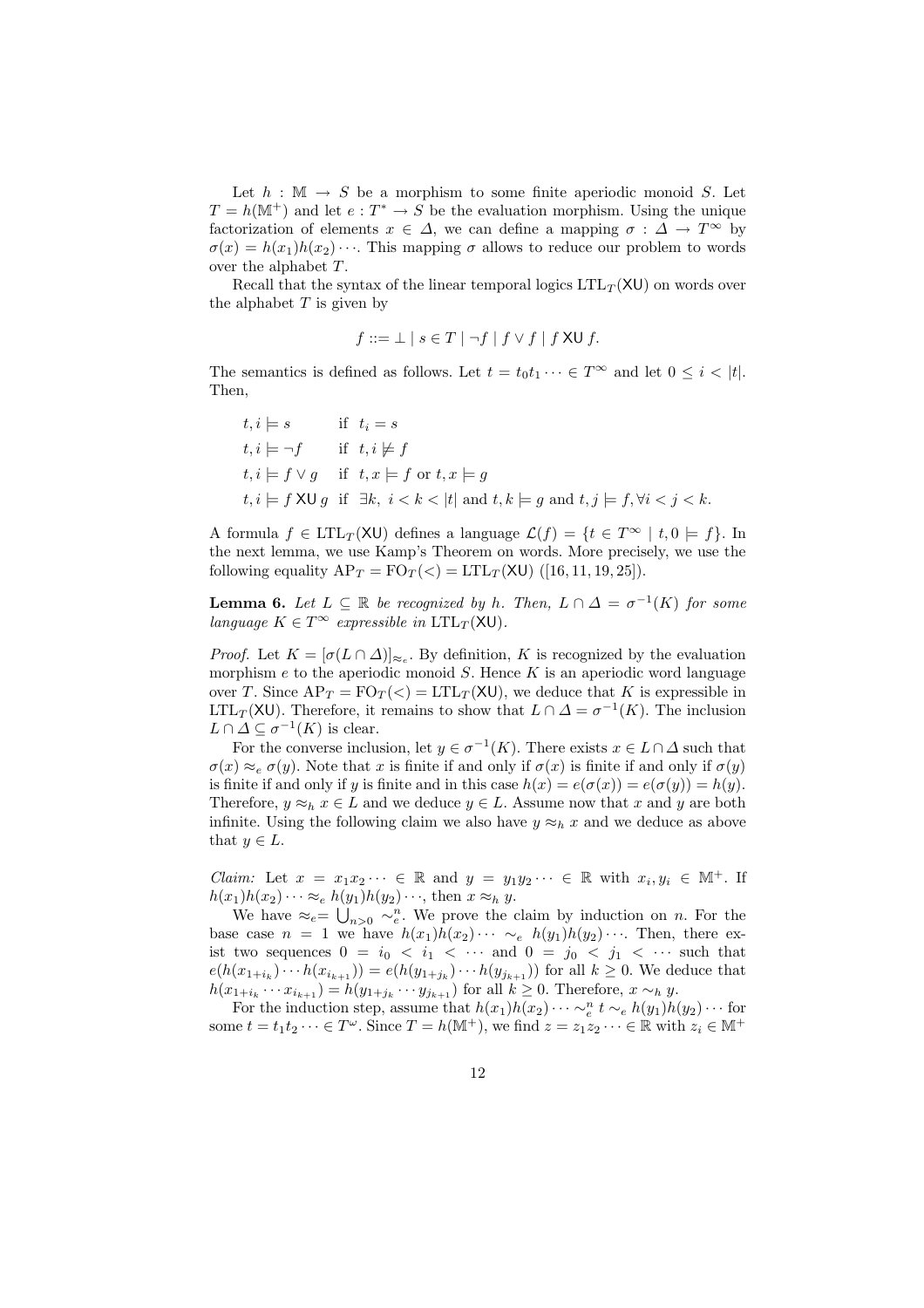Let $h : \mathbb{M} \to S$ be a morphism to some finite aperiodic monoid $S$. Let $T = h(\mathbb{M}^+)$ and let $e : T^* \to S$ be the evaluation morphism. Using the unique factorization of elements $x \in \Delta$, we can define a mapping $\sigma : \Delta \to T^\infty$ by $\sigma(x) = h(x_1)h(x_2)\cdots$. This mapping $\sigma$ allows to reduce our problem to words over the alphabet $T$.

Recall that the syntax of the linear temporal logics $\mathrm{LTL}_T(\mathsf{XU})$ on words over the alphabet $T$ is given by

$$f ::= \bot \mid s \in T \mid \neg f \mid f \vee f \mid f \,\mathsf{XU}\, f.$$

The semantics is defined as follows. Let $t = t_0 t_1 \cdots \in T^\infty$ and let $0 \le i < |t|$. Then,

$$
\begin{array}{ll}
t, i \models s & \text{if } \ t_i = s \\
t, i \models \neg f & \text{if } \ t, i \not\models f \\
t, i \models f \vee g & \text{if } \ t, x \models f \text{ or } t, x \models g \\
t, i \models f \,\mathsf{XU}\, g & \text{if } \ \exists k,\ i < k < |t| \text{ and } t, k \models g \text{ and } t, j \models f, \forall i < j < k.
\end{array}
$$

A formula $f \in \mathrm{LTL}_T(\mathsf{XU})$ defines a language $\mathcal{L}(f) = \{t \in T^\infty \mid t, 0 \models f\}$. In the next lemma, we use Kamp's Theorem on words. More precisely, we use the following equality $\mathrm{AP}_T = \mathrm{FO}_T(<) = \mathrm{LTL}_T(\mathsf{XU})$ ([16, 11, 19, 25]).

**Lemma 6.** *Let $L \subseteq \mathbb{R}$ be recognized by $h$. Then, $L \cap \Delta = \sigma^{-1}(K)$ for some language $K \in T^\infty$ expressible in $\mathrm{LTL}_T(\mathsf{XU})$.*

*Proof.* Let $K = [\sigma(L \cap \Delta)]_{\approx_e}$. By definition, $K$ is recognized by the evaluation morphism $e$ to the aperiodic monoid $S$. Hence $K$ is an aperiodic word language over $T$. Since $\mathrm{AP}_T = \mathrm{FO}_T(<) = \mathrm{LTL}_T(\mathsf{XU})$, we deduce that $K$ is expressible in $\mathrm{LTL}_T(\mathsf{XU})$. Therefore, it remains to show that $L \cap \Delta = \sigma^{-1}(K)$. The inclusion $L \cap \Delta \subseteq \sigma^{-1}(K)$ is clear.

For the converse inclusion, let $y \in \sigma^{-1}(K)$. There exists $x \in L \cap \Delta$ such that $\sigma(x) \approx_e \sigma(y)$. Note that $x$ is finite if and only if $\sigma(x)$ is finite if and only if $\sigma(y)$ is finite if and only if $y$ is finite and in this case $h(x) = e(\sigma(x)) = e(\sigma(y)) = h(y)$. Therefore, $y \approx_h x \in L$ and we deduce $y \in L$. Assume now that $x$ and $y$ are both infinite. Using the following claim we also have $y \approx_h x$ and we deduce as above that $y \in L$.

*Claim:* Let $x = x_1 x_2 \cdots \in \mathbb{R}$ and $y = y_1 y_2 \cdots \in \mathbb{R}$ with $x_i, y_i \in \mathbb{M}^+$. If $h(x_1)h(x_2)\cdots \approx_e h(y_1)h(y_2)\cdots$, then $x \approx_h y$.

We have $\approx_e = \bigcup_{n>0} \sim_e^n$. We prove the claim by induction on $n$. For the base case $n = 1$ we have $h(x_1)h(x_2)\cdots \sim_e h(y_1)h(y_2)\cdots$. Then, there exist two sequences $0 = i_0 < i_1 < \cdots$ and $0 = j_0 < j_1 < \cdots$ such that $e(h(x_{1+i_k})\cdots h(x_{i_{k+1}})) = e(h(y_{1+j_k})\cdots h(y_{j_{k+1}}))$ for all $k \ge 0$. We deduce that $h(x_{1+i_k} \cdots x_{i_{k+1}}) = h(y_{1+j_k} \cdots y_{j_{k+1}})$ for all $k \ge 0$. Therefore, $x \sim_h y$.

For the induction step, assume that $h(x_1)h(x_2)\cdots \sim_e^n t \sim_e h(y_1)h(y_2)\cdots$ for some $t = t_1 t_2 \cdots \in T^\omega$. Since $T = h(\mathbb{M}^+)$, we find $z = z_1 z_2 \cdots \in \mathbb{R}$ with $z_i \in \mathbb{M}^+$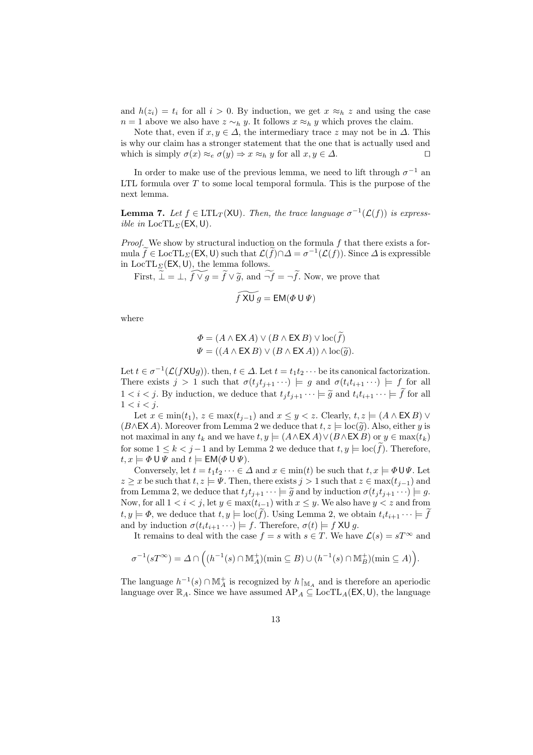and $h(z_i) = t_i$ for all $i > 0$. By induction, we get $x \approx_h z$ and using the case $n = 1$ above we also have $z \sim_h y$. It follows $x \approx_h y$ which proves the claim.

Note that, even if $x, y \in \Delta$, the intermediary trace $z$ may not be in $\Delta$. This is why our claim has a stronger statement that the one that is actually used and which is simply $\sigma(x) \approx_e \sigma(y) \Rightarrow x \approx_h y$ for all $x, y \in \Delta$. $\square$

In order to make use of the previous lemma, we need to lift through $\sigma^{-1}$ an LTL formula over $T$ to some local temporal formula. This is the purpose of the next lemma.

**Lemma 7.** *Let $f \in \mathrm{LTL}_T(\mathsf{XU})$. Then, the trace language $\sigma^{-1}(\mathcal{L}(f))$ is expressible in $\mathrm{LocTL}_\Sigma(\mathsf{EX}, \mathsf{U})$.*

*Proof.* We show by structural induction on the formula $f$ that there exists a formula $\widetilde{f} \in \mathrm{LocTL}_\Sigma(\mathsf{EX}, \mathsf{U})$ such that $\mathcal{L}(\widetilde{f}) \cap \Delta = \sigma^{-1}(\mathcal{L}(f))$. Since $\Delta$ is expressible in $\mathrm{LocTL}_\Sigma(\mathsf{EX}, \mathsf{U})$, the lemma follows.

First, $\widetilde{\bot} = \bot$, $\widetilde{f \vee g} = \widetilde{f} \vee \widetilde{g}$, and $\widetilde{\neg f} = \neg \widetilde{f}$. Now, we prove that

$$\widetilde{f \,\mathsf{XU}\, g} = \mathsf{EM}(\Phi \,\mathsf{U}\, \Psi)$$

where

$$\begin{aligned}
\Phi &= (A \wedge \mathsf{EX}\, A) \vee (B \wedge \mathsf{EX}\, B) \vee \mathrm{loc}(\widetilde{f}) \\
\Psi &= ((A \wedge \mathsf{EX}\, B) \vee (B \wedge \mathsf{EX}\, A)) \wedge \mathrm{loc}(\widetilde{g}).
\end{aligned}$$

Let $t \in \sigma^{-1}(\mathcal{L}(f \mathsf{XU} g))$. then, $t \in \Delta$. Let $t = t_1 t_2 \cdots$ be its canonical factorization. There exists $j > 1$ such that $\sigma(t_j t_{j+1} \cdots) \models g$ and $\sigma(t_i t_{i+1} \cdots) \models f$ for all $1 < i < j$. By induction, we deduce that $t_j t_{j+1} \cdots \models \widetilde{g}$ and $t_i t_{i+1} \cdots \models \widetilde{f}$ for all $1 < i < j$.

Let $x \in \min(t_1)$, $z \in \max(t_{j-1})$ and $x \leq y < z$. Clearly, $t, z \models (A \wedge \mathsf{EX}\, B) \vee (B \wedge \mathsf{EX}\, A)$. Moreover from Lemma 2 we deduce that $t, z \models \mathrm{loc}(\widetilde{g})$. Also, either $y$ is not maximal in any $t_k$ and we have $t, y \models (A \wedge \mathsf{EX}\, A) \vee (B \wedge \mathsf{EX}\, B)$ or $y \in \max(t_k)$ for some $1 \leq k < j - 1$ and by Lemma 2 we deduce that $t, y \models \mathrm{loc}(\widetilde{f})$. Therefore, $t, x \models \Phi \,\mathsf{U}\, \Psi$ and $t \models \mathsf{EM}(\Phi \,\mathsf{U}\, \Psi)$.

Conversely, let $t = t_1 t_2 \cdots \in \Delta$ and $x \in \min(t)$ be such that $t, x \models \Phi \mathsf{U} \Psi$. Let $z \geq x$ be such that $t, z \models \Psi$. Then, there exists $j > 1$ such that $z \in \max(t_{j-1})$ and from Lemma 2, we deduce that $t_j t_{j+1} \cdots \models \widetilde{g}$ and by induction $\sigma(t_j t_{j+1} \cdots) \models g$. Now, for all $1 < i < j$, let $y \in \max(t_{i-1})$ with $x \leq y$. We also have $y < z$ and from $t, y \models \Phi$, we deduce that $t, y \models \mathrm{loc}(\widetilde{f})$. Using Lemma 2, we obtain $t_i t_{i+1} \cdots \models \widetilde{f}$ and by induction $\sigma(t_i t_{i+1} \cdots) \models f$. Therefore, $\sigma(t) \models f \,\mathsf{XU}\, g$.

It remains to deal with the case $f = s$ with $s \in T$. We have $\mathcal{L}(s) = sT^\infty$ and

$$\sigma^{-1}(sT^\infty) = \Delta \cap \Big( (h^{-1}(s) \cap \mathbb{M}_A^+)(\min \subseteq B) \cup (h^{-1}(s) \cap \mathbb{M}_B^+)(\min \subseteq A) \Big).$$

The language $h^{-1}(s) \cap \mathbb{M}_A^+$ is recognized by $h{\restriction}_{\mathbb{M}_A}$ and is therefore an aperiodic language over $\mathbb{R}_A$. Since we have assumed $\mathrm{AP}_A \subseteq \mathrm{LocTL}_A(\mathsf{EX}, \mathsf{U})$, the language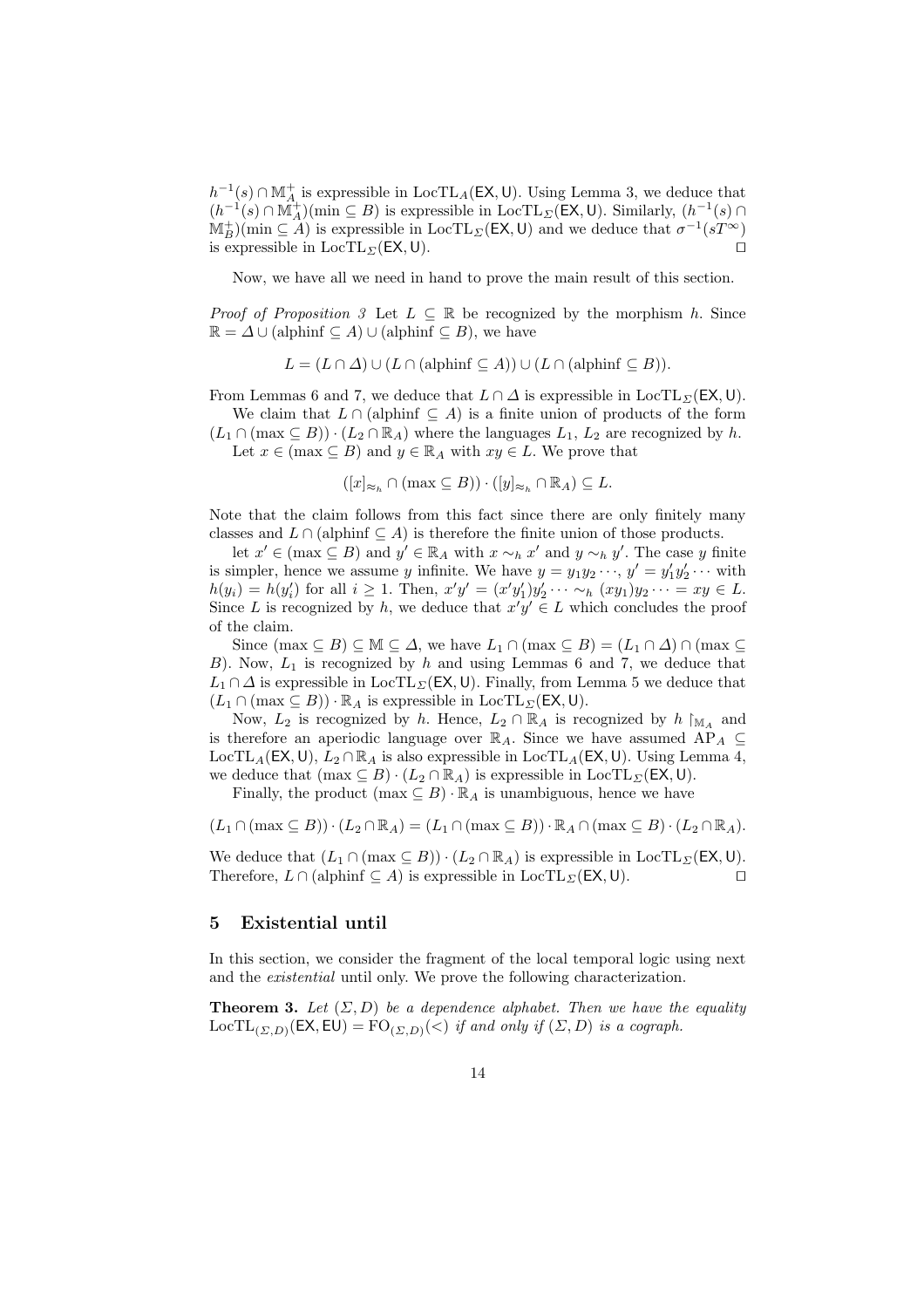$h^{-1}(s) \cap \mathbb{M}_A^+$ is expressible in $\mathrm{LocTL}_A(\mathsf{EX}, \mathsf{U})$. Using Lemma 3, we deduce that $(h^{-1}(s) \cap \mathbb{M}_A^+)(\min \subseteq B)$ is expressible in $\mathrm{LocTL}_\Sigma(\mathsf{EX}, \mathsf{U})$. Similarly, $(h^{-1}(s) \cap \mathbb{M}_B^+)(\min \subseteq A)$ is expressible in $\mathrm{LocTL}_\Sigma(\mathsf{EX}, \mathsf{U})$ and we deduce that $\sigma^{-1}(sT^\infty)$ is expressible in $\mathrm{LocTL}_\Sigma(\mathsf{EX}, \mathsf{U})$. ⊓⊔

Now, we have all we need in hand to prove the main result of this section.

*Proof of Proposition 3* Let $L \subseteq \mathbb{R}$ be recognized by the morphism $h$. Since $\mathbb{R} = \Delta \cup (\mathrm{alphinf} \subseteq A) \cup (\mathrm{alphinf} \subseteq B)$, we have

$$L = (L \cap \Delta) \cup (L \cap (\mathrm{alphinf} \subseteq A)) \cup (L \cap (\mathrm{alphinf} \subseteq B)).$$

From Lemmas 6 and 7, we deduce that $L \cap \Delta$ is expressible in $\mathrm{LocTL}_\Sigma(\mathsf{EX}, \mathsf{U})$.

We claim that $L \cap (\mathrm{alphinf} \subseteq A)$ is a finite union of products of the form $(L_1 \cap (\max \subseteq B)) \cdot (L_2 \cap \mathbb{R}_A)$ where the languages $L_1$, $L_2$ are recognized by $h$.

Let $x \in (\max \subseteq B)$ and $y \in \mathbb{R}_A$ with $xy \in L$. We prove that

$$([x]_{\approx_h} \cap (\max \subseteq B)) \cdot ([y]_{\approx_h} \cap \mathbb{R}_A) \subseteq L.$$

Note that the claim follows from this fact since there are only finitely many classes and $L \cap (\mathrm{alphinf} \subseteq A)$ is therefore the finite union of those products.

let $x' \in (\max \subseteq B)$ and $y' \in \mathbb{R}_A$ with $x \sim_h x'$ and $y \sim_h y'$. The case $y$ finite is simpler, hence we assume $y$ infinite. We have $y = y_1 y_2 \cdots$, $y' = y'_1 y'_2 \cdots$ with $h(y_i) = h(y'_i)$ for all $i \geq 1$. Then, $x'y' = (x'y'_1)y'_2 \cdots \sim_h (xy_1)y_2 \cdots = xy \in L$. Since $L$ is recognized by $h$, we deduce that $x'y' \in L$ which concludes the proof of the claim.

Since $(\max \subseteq B) \subseteq \mathbb{M} \subseteq \Delta$, we have $L_1 \cap (\max \subseteq B) = (L_1 \cap \Delta) \cap (\max \subseteq B)$. Now, $L_1$ is recognized by $h$ and using Lemmas 6 and 7, we deduce that $L_1 \cap \Delta$ is expressible in $\mathrm{LocTL}_\Sigma(\mathsf{EX}, \mathsf{U})$. Finally, from Lemma 5 we deduce that $(L_1 \cap (\max \subseteq B)) \cdot \mathbb{R}_A$ is expressible in $\mathrm{LocTL}_\Sigma(\mathsf{EX}, \mathsf{U})$.

Now, $L_2$ is recognized by $h$. Hence, $L_2 \cap \mathbb{R}_A$ is recognized by $h \restriction_{\mathbb{M}_A}$ and is therefore an aperiodic language over $\mathbb{R}_A$. Since we have assumed $\mathrm{AP}_A \subseteq \mathrm{LocTL}_A(\mathsf{EX}, \mathsf{U})$, $L_2 \cap \mathbb{R}_A$ is also expressible in $\mathrm{LocTL}_A(\mathsf{EX}, \mathsf{U})$. Using Lemma 4, we deduce that $(\max \subseteq B) \cdot (L_2 \cap \mathbb{R}_A)$ is expressible in $\mathrm{LocTL}_\Sigma(\mathsf{EX}, \mathsf{U})$.

Finally, the product $(\max \subseteq B) \cdot \mathbb{R}_A$ is unambiguous, hence we have

$$(L_1 \cap (\max \subseteq B)) \cdot (L_2 \cap \mathbb{R}_A) = (L_1 \cap (\max \subseteq B)) \cdot \mathbb{R}_A \cap (\max \subseteq B) \cdot (L_2 \cap \mathbb{R}_A).$$

We deduce that $(L_1 \cap (\max \subseteq B)) \cdot (L_2 \cap \mathbb{R}_A)$ is expressible in $\mathrm{LocTL}_\Sigma(\mathsf{EX}, \mathsf{U})$. Therefore, $L \cap (\mathrm{alphinf} \subseteq A)$ is expressible in $\mathrm{LocTL}_\Sigma(\mathsf{EX}, \mathsf{U})$. ⊓⊔

## 5 Existential until

In this section, we consider the fragment of the local temporal logic using next and the *existential* until only. We prove the following characterization.

**Theorem 3.** *Let $(\Sigma, D)$ be a dependence alphabet. Then we have the equality $\mathrm{LocTL}_{(\Sigma,D)}(\mathsf{EX}, \mathsf{EU}) = \mathrm{FO}_{(\Sigma,D)}(<)$ if and only if $(\Sigma, D)$ is a cograph.*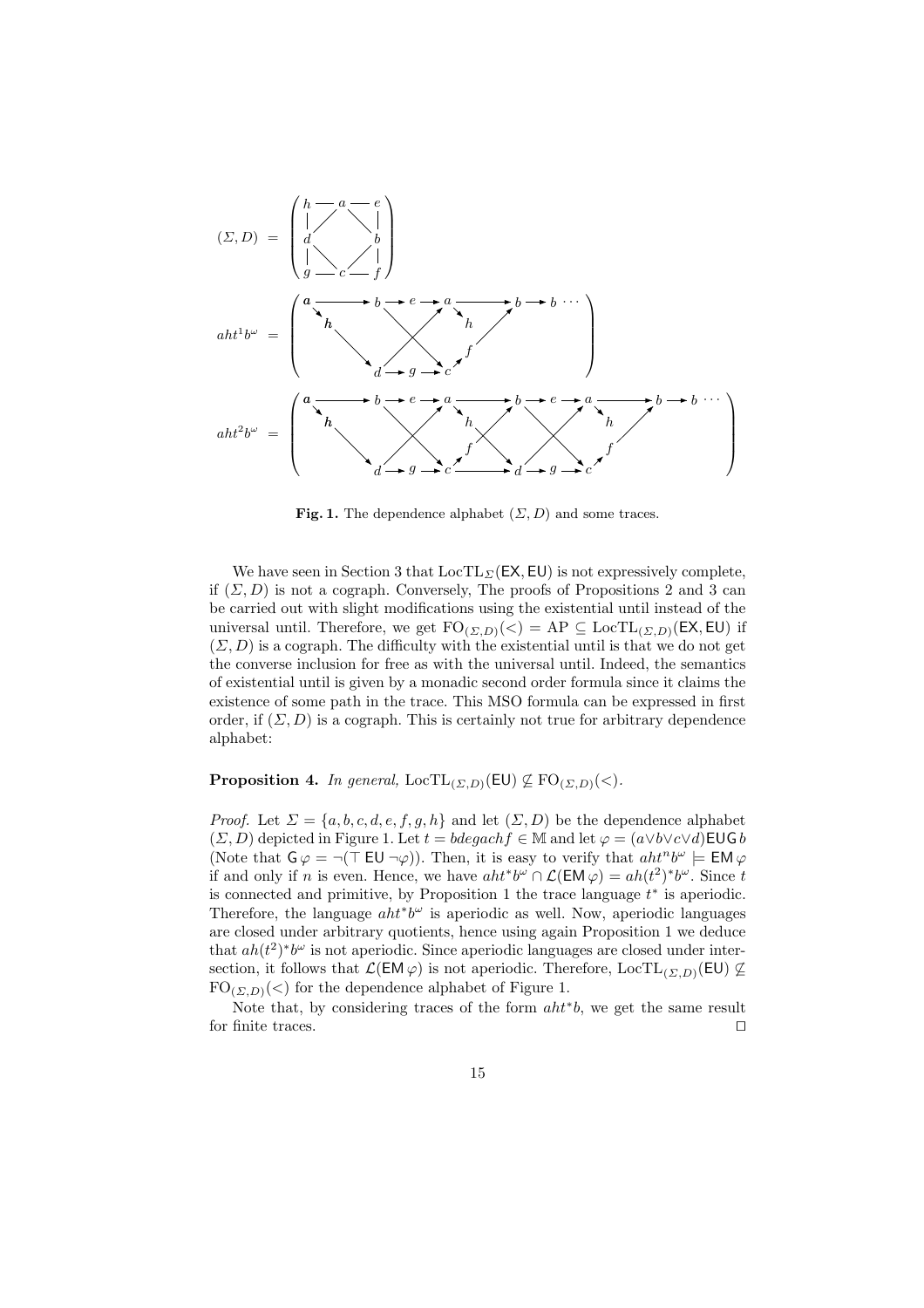Fig. 1. The dependence alphabet $(\Sigma, D)$ and some traces.

We have seen in Section 3 that $\mathrm{LocTL}_\Sigma(\mathsf{EX}, \mathsf{EU})$ is not expressively complete, if $(\Sigma, D)$ is not a cograph. Conversely, The proofs of Propositions 2 and 3 can be carried out with slight modifications using the existential until instead of the universal until. Therefore, we get $\mathrm{FO}_{(\Sigma,D)}(<) = \mathrm{AP} \subseteq \mathrm{LocTL}_{(\Sigma,D)}(\mathsf{EX}, \mathsf{EU})$ if $(\Sigma, D)$ is a cograph. The difficulty with the existential until is that we do not get the converse inclusion for free as with the universal until. Indeed, the semantics of existential until is given by a monadic second order formula since it claims the existence of some path in the trace. This MSO formula can be expressed in first order, if $(\Sigma, D)$ is a cograph. This is certainly not true for arbitrary dependence alphabet:

**Proposition 4.** *In general,* $\mathrm{LocTL}_{(\Sigma,D)}(\mathsf{EU}) \not\subseteq \mathrm{FO}_{(\Sigma,D)}(<)$.

*Proof.* Let $\Sigma = \{a, b, c, d, e, f, g, h\}$ and let $(\Sigma, D)$ be the dependence alphabet $(\Sigma, D)$ depicted in Figure 1. Let $t = bdegachf \in \mathbb{M}$ and let $\varphi = (a \vee b \vee c \vee d) \mathsf{EU} \mathsf{G}\, b$ (Note that $\mathsf{G}\, \varphi = \neg(\top\ \mathsf{EU}\ \neg\varphi)$). Then, it is easy to verify that $aht^n b^\omega \models \mathsf{EM}\, \varphi$ if and only if $n$ is even. Hence, we have $aht^* b^\omega \cap \mathcal{L}(\mathsf{EM}\, \varphi) = ah(t^2)^* b^\omega$. Since $t$ is connected and primitive, by Proposition 1 the trace language $t^*$ is aperiodic. Therefore, the language $aht^* b^\omega$ is aperiodic as well. Now, aperiodic languages are closed under arbitrary quotients, hence using again Proposition 1 we deduce that $ah(t^2)^* b^\omega$ is not aperiodic. Since aperiodic languages are closed under intersection, it follows that $\mathcal{L}(\mathsf{EM}\, \varphi)$ is not aperiodic. Therefore, $\mathrm{LocTL}_{(\Sigma,D)}(\mathsf{EU}) \not\subseteq \mathrm{FO}_{(\Sigma,D)}(<)$ for the dependence alphabet of Figure 1.

Note that, by considering traces of the form $aht^* b$, we get the same result for finite traces. $\square$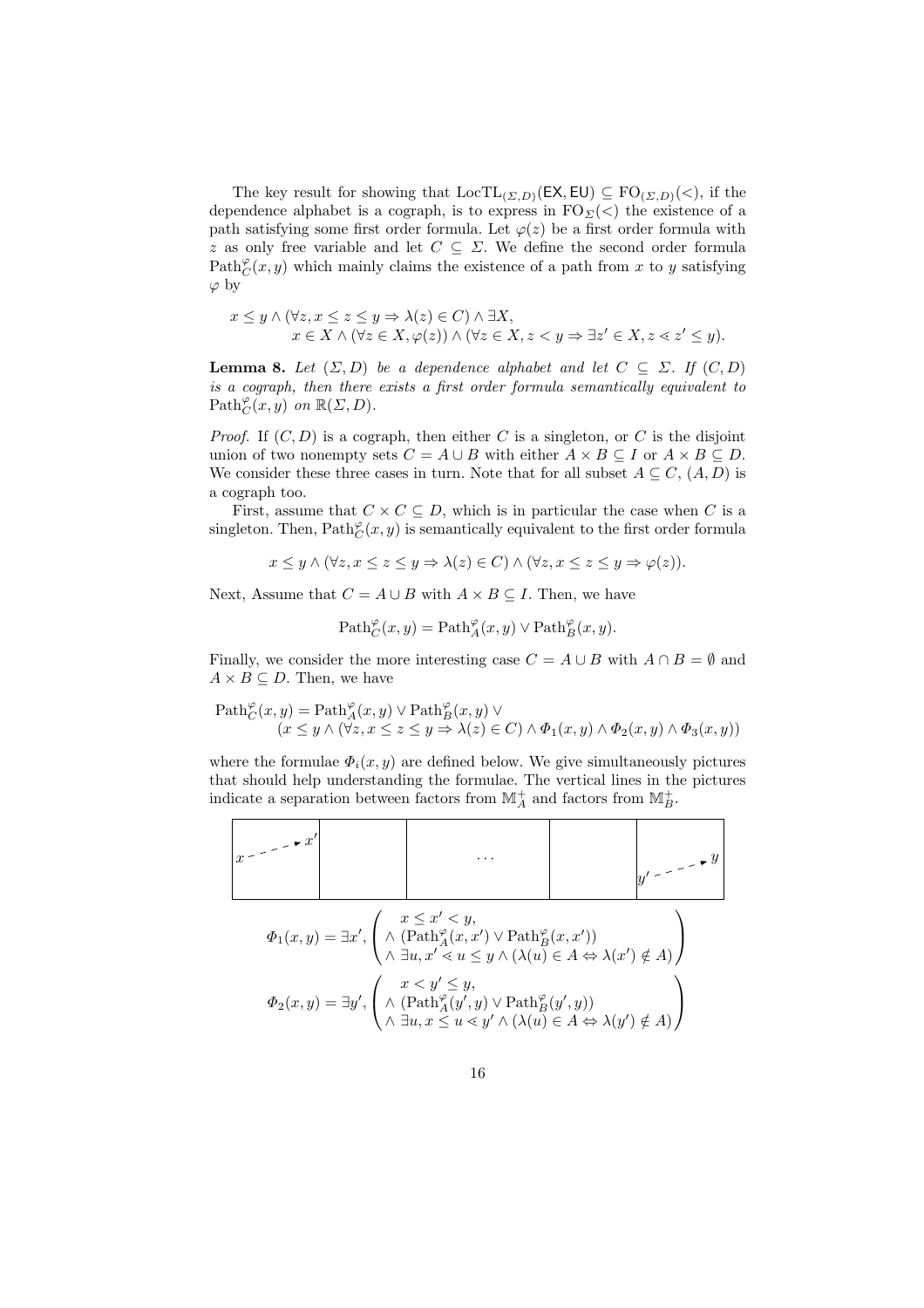The key result for showing that $\mathrm{LocTL}_{(\Sigma,D)}(\mathsf{EX},\mathsf{EU}) \subseteq \mathrm{FO}_{(\Sigma,D)}(<)$, if the dependence alphabet is a cograph, is to express in $\mathrm{FO}_\Sigma(<)$ the existence of a path satisfying some first order formula. Let $\varphi(z)$ be a first order formula with $z$ as only free variable and let $C \subseteq \Sigma$. We define the second order formula $\mathrm{Path}^\varphi_C(x,y)$ which mainly claims the existence of a path from $x$ to $y$ satisfying $\varphi$ by

$$\begin{aligned}
&x \le y \wedge (\forall z, x \le z \le y \Rightarrow \lambda(z) \in C) \wedge \exists X,\\
&\qquad x \in X \wedge (\forall z \in X, \varphi(z)) \wedge (\forall z \in X, z < y \Rightarrow \exists z' \in X, z \lessdot z' \le y).
\end{aligned}$$

**Lemma 8.** *Let $(\Sigma, D)$ be a dependence alphabet and let $C \subseteq \Sigma$. If $(C, D)$ is a cograph, then there exists a first order formula semantically equivalent to $\mathrm{Path}^\varphi_C(x,y)$ on $\mathbb{R}(\Sigma, D)$.*

*Proof.* If $(C, D)$ is a cograph, then either $C$ is a singleton, or $C$ is the disjoint union of two nonempty sets $C = A \cup B$ with either $A \times B \subseteq I$ or $A \times B \subseteq D$. We consider these three cases in turn. Note that for all subset $A \subseteq C$, $(A, D)$ is a cograph too.

First, assume that $C \times C \subseteq D$, which is in particular the case when $C$ is a singleton. Then, $\mathrm{Path}^\varphi_C(x,y)$ is semantically equivalent to the first order formula

$$x \le y \wedge (\forall z, x \le z \le y \Rightarrow \lambda(z) \in C) \wedge (\forall z, x \le z \le y \Rightarrow \varphi(z)).$$

Next, Assume that $C = A \cup B$ with $A \times B \subseteq I$. Then, we have

$$\mathrm{Path}^\varphi_C(x,y) = \mathrm{Path}^\varphi_A(x,y) \vee \mathrm{Path}^\varphi_B(x,y).$$

Finally, we consider the more interesting case $C = A \cup B$ with $A \cap B = \emptyset$ and $A \times B \subseteq D$. Then, we have

$$\begin{aligned}
\mathrm{Path}^\varphi_C(x,y) = {} & \mathrm{Path}^\varphi_A(x,y) \vee \mathrm{Path}^\varphi_B(x,y) \vee \\
& (x \le y \wedge (\forall z, x \le z \le y \Rightarrow \lambda(z) \in C) \wedge \Phi_1(x,y) \wedge \Phi_2(x,y) \wedge \Phi_3(x,y))
\end{aligned}$$

where the formulae $\Phi_i(x,y)$ are defined below. We give simultaneously pictures that should help understanding the formulae. The vertical lines in the pictures indicate a separation between factors from $\mathbb{M}^+_A$ and factors from $\mathbb{M}^+_B$.

| $x \dashrightarrow x'$ | | $\cdots$ | | $y' \dashrightarrow y$ |
|---|---|---|---|---|

$$\Phi_1(x,y) = \exists x', \begin{pmatrix} x \le x' < y, \\ \wedge\ (\mathrm{Path}^\varphi_A(x,x') \vee \mathrm{Path}^\varphi_B(x,x')) \\ \wedge\ \exists u, x' \lessdot u \le y \wedge (\lambda(u) \in A \Leftrightarrow \lambda(x') \notin A) \end{pmatrix}$$

$$\Phi_2(x,y) = \exists y', \begin{pmatrix} x < y' \le y, \\ \wedge\ (\mathrm{Path}^\varphi_A(y',y) \vee \mathrm{Path}^\varphi_B(y',y)) \\ \wedge\ \exists u, x \le u \lessdot y' \wedge (\lambda(u) \in A \Leftrightarrow \lambda(y') \notin A) \end{pmatrix}$$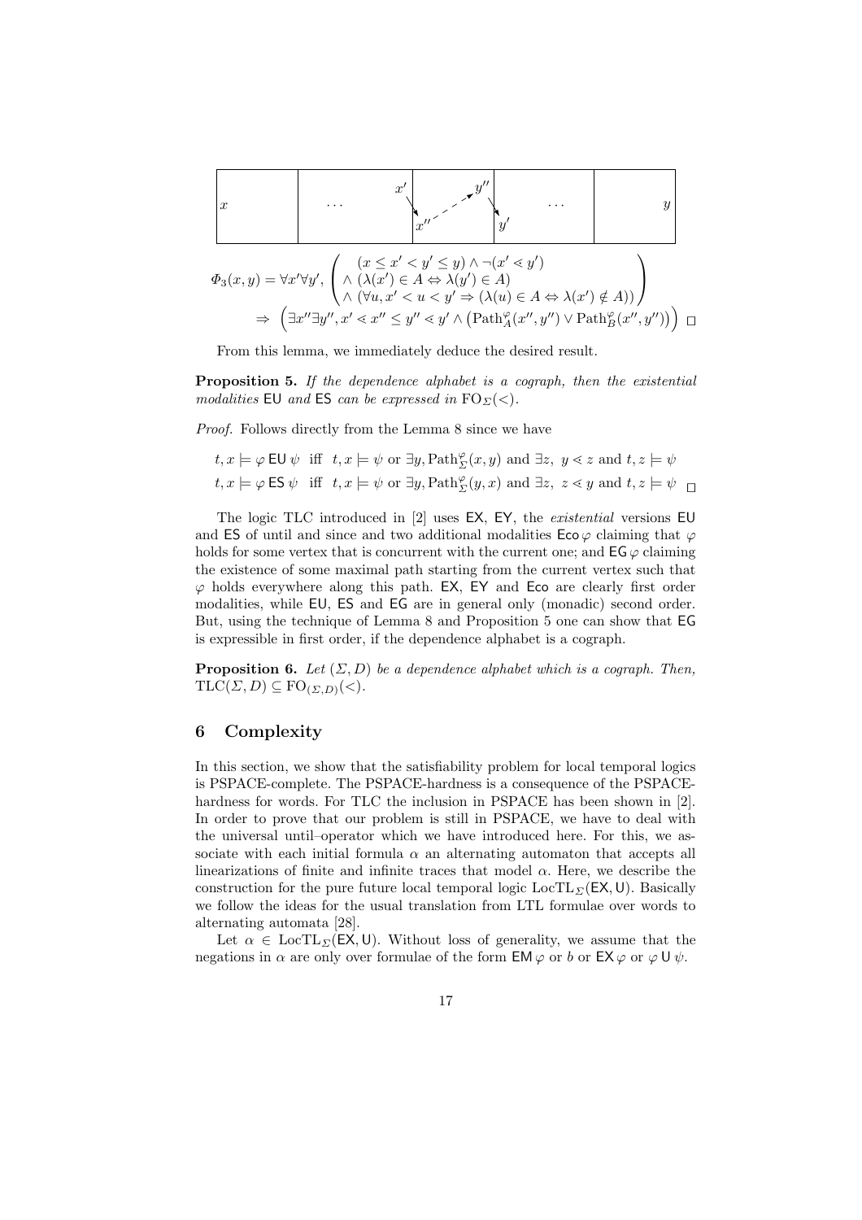$$\Phi_3(x,y) = \forall x' \forall y', \begin{pmatrix} (x \le x' < y' \le y) \wedge \neg(x' \lessdot y') \\ \wedge\ (\lambda(x') \in A \Leftrightarrow \lambda(y') \in A) \\ \wedge\ (\forall u, x' < u < y' \Rightarrow (\lambda(u) \in A \Leftrightarrow \lambda(x') \notin A)) \end{pmatrix}$$
$$\Rightarrow \left(\exists x'' \exists y'', x' \lessdot x'' \le y'' \lessdot y' \wedge \left(\mathrm{Path}^{\varphi}_{A}(x'', y'') \vee \mathrm{Path}^{\varphi}_{B}(x'', y'')\right)\right) \quad \square$$

From this lemma, we immediately deduce the desired result.

**Proposition 5.** *If the dependence alphabet is a cograph, then the existential modalities* EU *and* ES *can be expressed in* $\mathrm{FO}_{\Sigma}(<)$.

*Proof.* Follows directly from the Lemma 8 since we have

$t, x \models \varphi \,\mathsf{EU}\, \psi$ iff $t, x \models \psi$ or $\exists y, \mathrm{Path}^{\varphi}_{\Sigma}(x, y)$ and $\exists z,\ y \lessdot z$ and $t, z \models \psi$

$t, x \models \varphi \,\mathsf{ES}\, \psi$ iff $t, x \models \psi$ or $\exists y, \mathrm{Path}^{\varphi}_{\Sigma}(y, x)$ and $\exists z,\ z \lessdot y$ and $t, z \models \psi$ $\square$

The logic TLC introduced in [2] uses EX, EY, the *existential* versions EU and ES of until and since and two additional modalities $\mathsf{Eco}\,\varphi$ claiming that $\varphi$ holds for some vertex that is concurrent with the current one; and $\mathsf{EG}\,\varphi$ claiming the existence of some maximal path starting from the current vertex such that $\varphi$ holds everywhere along this path. EX, EY and Eco are clearly first order modalities, while EU, ES and EG are in general only (monadic) second order. But, using the technique of Lemma 8 and Proposition 5 one can show that EG is expressible in first order, if the dependence alphabet is a cograph.

**Proposition 6.** *Let* $(\Sigma, D)$ *be a dependence alphabet which is a cograph. Then,* $\mathrm{TLC}(\Sigma, D) \subseteq \mathrm{FO}_{(\Sigma,D)}(<)$.

## 6 Complexity

In this section, we show that the satisfiability problem for local temporal logics is PSPACE-complete. The PSPACE-hardness is a consequence of the PSPACE-hardness for words. For TLC the inclusion in PSPACE has been shown in [2]. In order to prove that our problem is still in PSPACE, we have to deal with the universal until–operator which we have introduced here. For this, we associate with each initial formula $\alpha$ an alternating automaton that accepts all linearizations of finite and infinite traces that model $\alpha$. Here, we describe the construction for the pure future local temporal logic $\mathrm{LocTL}_{\Sigma}(\mathsf{EX}, \mathsf{U})$. Basically we follow the ideas for the usual translation from LTL formulae over words to alternating automata [28].

Let $\alpha \in \mathrm{LocTL}_{\Sigma}(\mathsf{EX}, \mathsf{U})$. Without loss of generality, we assume that the negations in $\alpha$ are only over formulae of the form $\mathsf{EM}\,\varphi$ or $b$ or $\mathsf{EX}\,\varphi$ or $\varphi \,\mathsf{U}\, \psi$.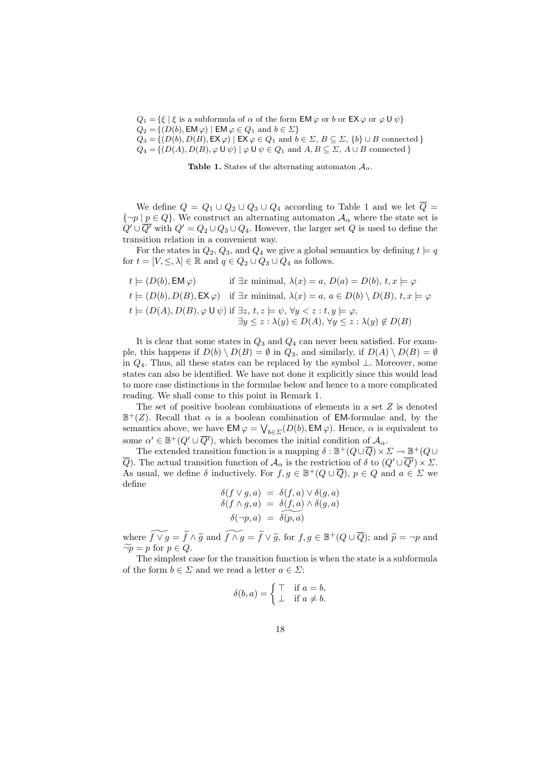$$
\begin{aligned}
Q_1 &= \{\xi \mid \xi \text{ is a subformula of } \alpha \text{ of the form } \mathsf{EM}\,\varphi \text{ or } b \text{ or } \mathsf{EX}\,\varphi \text{ or } \varphi\,\mathsf{U}\,\psi\}\\
Q_2 &= \{(D(b), \mathsf{EM}\,\varphi) \mid \mathsf{EM}\,\varphi \in Q_1 \text{ and } b \in \Sigma\}\\
Q_3 &= \{(D(b), D(B), \mathsf{EX}\,\varphi) \mid \mathsf{EX}\,\varphi \in Q_1 \text{ and } b \in \Sigma,\ B \subseteq \Sigma,\ \{b\} \cup B \text{ connected}\}\\
Q_4 &= \{(D(A), D(B), \varphi\,\mathsf{U}\,\psi) \mid \varphi\,\mathsf{U}\,\psi \in Q_1 \text{ and } A, B \subseteq \Sigma,\ A \cup B \text{ connected}\}
\end{aligned}
$$

**Table 1.** States of the alternating automaton $\mathcal{A}_\alpha$.

We define $Q = Q_1 \cup Q_2 \cup Q_3 \cup Q_4$ according to Table 1 and we let $\overline{Q} = \{\neg p \mid p \in Q\}$. We construct an alternating automaton $\mathcal{A}_\alpha$ where the state set is $Q' \cup \overline{Q'}$ with $Q' = Q_2 \cup Q_3 \cup Q_4$. However, the larger set $Q$ is used to define the transition relation in a convenient way.

For the states in $Q_2$, $Q_3$, and $Q_4$ we give a global semantics by defining $t \models q$ for $t = [V, \leq, \lambda] \in \mathbb{R}$ and $q \in Q_2 \cup Q_3 \cup Q_4$ as follows.

$$
\begin{aligned}
&t \models (D(b), \mathsf{EM}\,\varphi) && \text{if } \exists x \text{ minimal},\ \lambda(x) = a,\ D(a) = D(b),\ t, x \models \varphi\\
&t \models (D(b), D(B), \mathsf{EX}\,\varphi) && \text{if } \exists x \text{ minimal},\ \lambda(x) = a,\ a \in D(b) \setminus D(B),\ t, x \models \varphi\\
&t \models (D(A), D(B), \varphi\,\mathsf{U}\,\psi) && \text{if } \exists z,\ t, z \models \psi,\ \forall y < z : t, y \models \varphi,\\
& && \quad \exists y \leq z : \lambda(y) \in D(A),\ \forall y \leq z : \lambda(y) \notin D(B)
\end{aligned}
$$

It is clear that some states in $Q_3$ and $Q_4$ can never been satisfied. For example, this happens if $D(b) \setminus D(B) = \emptyset$ in $Q_3$, and similarly, if $D(A) \setminus D(B) = \emptyset$ in $Q_4$. Thus, all these states can be replaced by the symbol $\bot$. Moreover, some states can also be identified. We have not done it explicitly since this would lead to more case distinctions in the formulae below and hence to a more complicated reading. We shall come to this point in Remark 1.

The set of positive boolean combinations of elements in a set $Z$ is denoted $\mathbb{B}^+(Z)$. Recall that $\alpha$ is a boolean combination of $\mathsf{EM}$-formulae and, by the semantics above, we have $\mathsf{EM}\,\varphi = \bigvee_{b \in \Sigma} (D(b), \mathsf{EM}\,\varphi)$. Hence, $\alpha$ is equivalent to some $\alpha' \in \mathbb{B}^+(Q' \cup \overline{Q'})$, which becomes the initial condition of $\mathcal{A}_\alpha$.

The extended transition function is a mapping $\delta : \mathbb{B}^+(Q \cup \overline{Q}) \times \Sigma \to \mathbb{B}^+(Q \cup \overline{Q})$. The actual transition function of $\mathcal{A}_\alpha$ is the restriction of $\delta$ to $(Q' \cup \overline{Q'}) \times \Sigma$. As usual, we define $\delta$ inductively. For $f, g \in \mathbb{B}^+(Q \cup \overline{Q})$, $p \in Q$ and $a \in \Sigma$ we define

$$
\begin{aligned}
\delta(f \vee g, a) &= \delta(f, a) \vee \delta(g, a)\\
\delta(f \wedge g, a) &= \delta(f, a) \wedge \delta(g, a)\\
\delta(\neg p, a) &= \widetilde{\delta(p, a)}
\end{aligned}
$$

where $\widetilde{f \vee g} = \widetilde{f} \wedge \widetilde{g}$ and $\widetilde{f \wedge g} = \widetilde{f} \vee \widetilde{g}$, for $f, g \in \mathbb{B}^+(Q \cup \overline{Q})$; and $\widetilde{p} = \neg p$ and $\widetilde{\neg p} = p$ for $p \in Q$.

The simplest case for the transition function is when the state is a subformula of the form $b \in \Sigma$ and we read a letter $a \in \Sigma$:

$$
\delta(b, a) = \begin{cases} \top & \text{if } a = b,\\ \bot & \text{if } a \neq b. \end{cases}
$$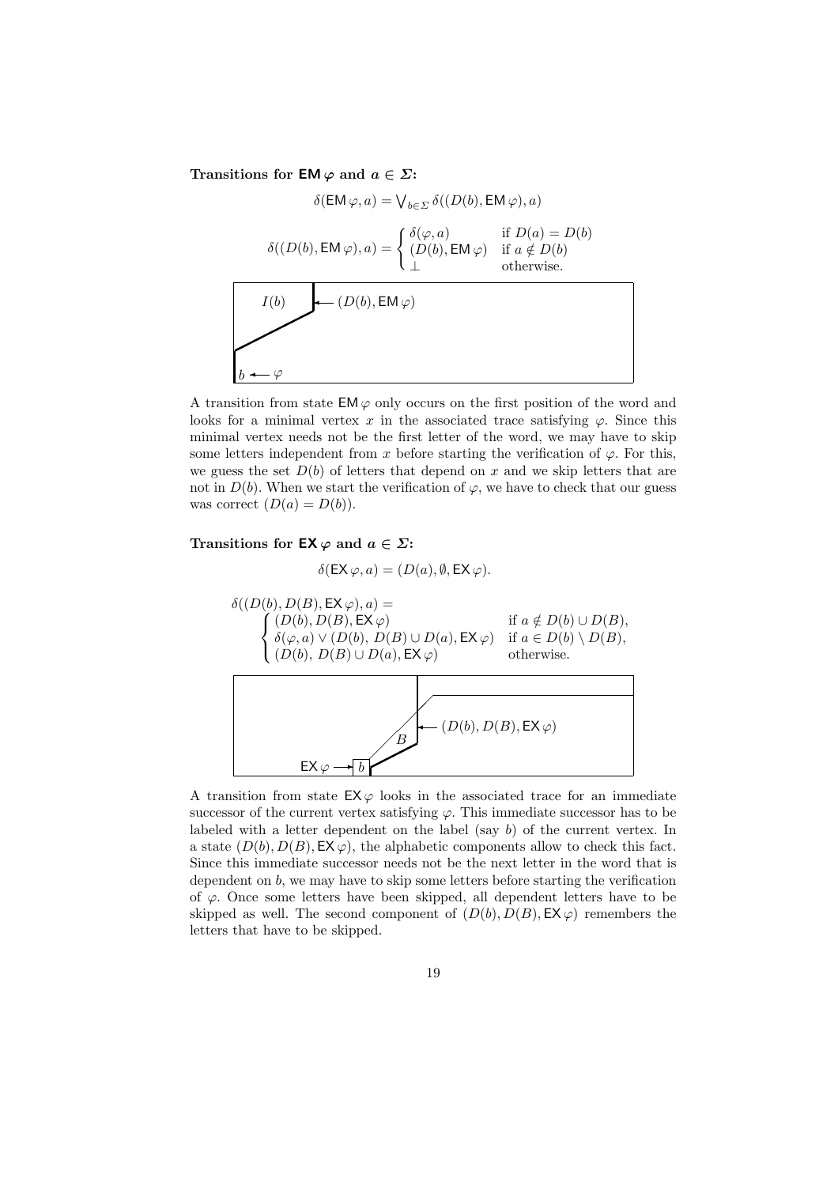**Transitions for $\mathsf{EM}\,\varphi$ and $a \in \Sigma$:**

$$\delta(\mathsf{EM}\,\varphi, a) = \bigvee_{b \in \Sigma} \delta((D(b), \mathsf{EM}\,\varphi), a)$$

$$\delta((D(b), \mathsf{EM}\,\varphi), a) = \begin{cases} \delta(\varphi, a) & \text{if } D(a) = D(b) \\ (D(b), \mathsf{EM}\,\varphi) & \text{if } a \notin D(b) \\ \bot & \text{otherwise.} \end{cases}$$

A transition from state $\mathsf{EM}\,\varphi$ only occurs on the first position of the word and looks for a minimal vertex $x$ in the associated trace satisfying $\varphi$. Since this minimal vertex needs not be the first letter of the word, we may have to skip some letters independent from $x$ before starting the verification of $\varphi$. For this, we guess the set $D(b)$ of letters that depend on $x$ and we skip letters that are not in $D(b)$. When we start the verification of $\varphi$, we have to check that our guess was correct ($D(a) = D(b)$).

**Transitions for $\mathsf{EX}\,\varphi$ and $a \in \Sigma$:**

$$\delta(\mathsf{EX}\,\varphi, a) = (D(a), \emptyset, \mathsf{EX}\,\varphi).$$

$$\delta((D(b), D(B), \mathsf{EX}\,\varphi), a) = \begin{cases} (D(b), D(B), \mathsf{EX}\,\varphi) & \text{if } a \notin D(b) \cup D(B), \\ \delta(\varphi, a) \vee (D(b),\ D(B) \cup D(a), \mathsf{EX}\,\varphi) & \text{if } a \in D(b) \setminus D(B), \\ (D(b),\ D(B) \cup D(a), \mathsf{EX}\,\varphi) & \text{otherwise.} \end{cases}$$

A transition from state $\mathsf{EX}\,\varphi$ looks in the associated trace for an immediate successor of the current vertex satisfying $\varphi$. This immediate successor has to be labeled with a letter dependent on the label (say $b$) of the current vertex. In a state $(D(b), D(B), \mathsf{EX}\,\varphi)$, the alphabetic components allow to check this fact. Since this immediate successor needs not be the next letter in the word that is dependent on $b$, we may have to skip some letters before starting the verification of $\varphi$. Once some letters have been skipped, all dependent letters have to be skipped as well. The second component of $(D(b), D(B), \mathsf{EX}\,\varphi)$ remembers the letters that have to be skipped.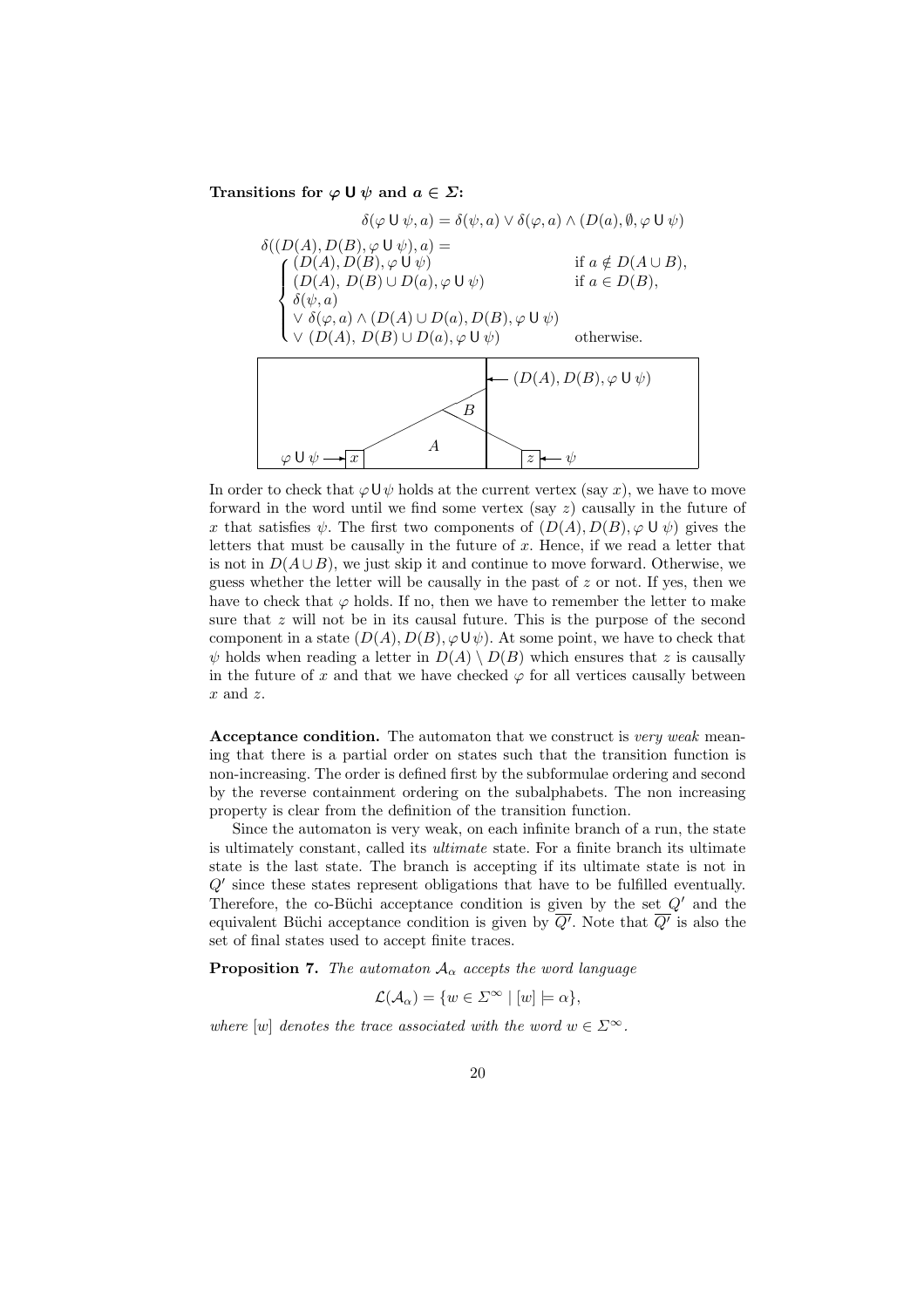**Transitions for $\varphi \mathsf{U} \psi$ and $a \in \Sigma$:**

$$\delta(\varphi \mathsf{U} \psi, a) = \delta(\psi, a) \vee \delta(\varphi, a) \wedge (D(a), \emptyset, \varphi \mathsf{U} \psi)$$

$$\delta((D(A), D(B), \varphi \mathsf{U} \psi), a) = \begin{cases} (D(A), D(B), \varphi \mathsf{U} \psi) & \text{if } a \notin D(A \cup B), \\ (D(A),\ D(B) \cup D(a), \varphi \mathsf{U} \psi) & \text{if } a \in D(B), \\ \delta(\psi, a) & \\ \vee\ \delta(\varphi, a) \wedge (D(A) \cup D(a), D(B), \varphi \mathsf{U} \psi) & \\ \vee\ (D(A),\ D(B) \cup D(a), \varphi \mathsf{U} \psi) & \text{otherwise.} \end{cases}$$

In order to check that $\varphi \mathsf{U} \psi$ holds at the current vertex (say $x$), we have to move forward in the word until we find some vertex (say $z$) causally in the future of $x$ that satisfies $\psi$. The first two components of $(D(A), D(B), \varphi \mathsf{U} \psi)$ gives the letters that must be causally in the future of $x$. Hence, if we read a letter that is not in $D(A \cup B)$, we just skip it and continue to move forward. Otherwise, we guess whether the letter will be causally in the past of $z$ or not. If yes, then we have to check that $\varphi$ holds. If no, then we have to remember the letter to make sure that $z$ will not be in its causal future. This is the purpose of the second component in a state $(D(A), D(B), \varphi \mathsf{U} \psi)$. At some point, we have to check that $\psi$ holds when reading a letter in $D(A) \setminus D(B)$ which ensures that $z$ is causally in the future of $x$ and that we have checked $\varphi$ for all vertices causally between $x$ and $z$.

**Acceptance condition.** The automaton that we construct is *very weak* meaning that there is a partial order on states such that the transition function is non-increasing. The order is defined first by the subformulae ordering and second by the reverse containment ordering on the subalphabets. The non increasing property is clear from the definition of the transition function.

Since the automaton is very weak, on each infinite branch of a run, the state is ultimately constant, called its *ultimate* state. For a finite branch its ultimate state is the last state. The branch is accepting if its ultimate state is not in $Q'$ since these states represent obligations that have to be fulfilled eventually. Therefore, the co-Büchi acceptance condition is given by the set $Q'$ and the equivalent Büchi acceptance condition is given by $\overline{Q'}$. Note that $\overline{Q'}$ is also the set of final states used to accept finite traces.

**Proposition 7.** *The automaton $\mathcal{A}_\alpha$ accepts the word language*

$$\mathcal{L}(\mathcal{A}_\alpha) = \{w \in \Sigma^\infty \mid [w] \models \alpha\},$$

*where $[w]$ denotes the trace associated with the word $w \in \Sigma^\infty$.*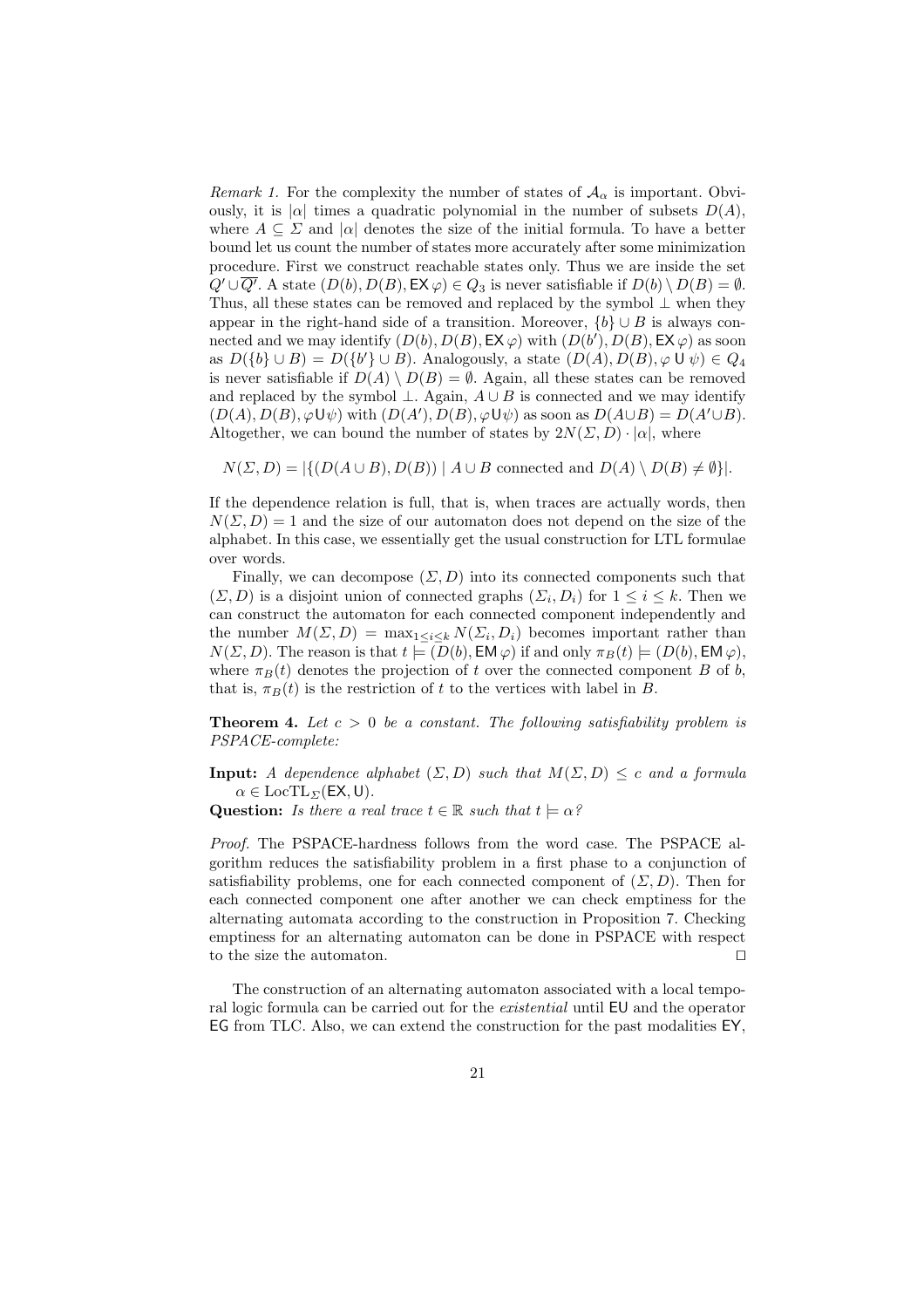*Remark 1.* For the complexity the number of states of $\mathcal{A}_\alpha$ is important. Obviously, it is $|\alpha|$ times a quadratic polynomial in the number of subsets $D(A)$, where $A \subseteq \Sigma$ and $|\alpha|$ denotes the size of the initial formula. To have a better bound let us count the number of states more accurately after some minimization procedure. First we construct reachable states only. Thus we are inside the set $Q' \cup \overline{Q'}$. A state $(D(b), D(B), \mathsf{EX}\,\varphi) \in Q_3$ is never satisfiable if $D(b) \setminus D(B) = \emptyset$. Thus, all these states can be removed and replaced by the symbol $\bot$ when they appear in the right-hand side of a transition. Moreover, $\{b\} \cup B$ is always connected and we may identify $(D(b), D(B), \mathsf{EX}\,\varphi)$ with $(D(b'), D(B), \mathsf{EX}\,\varphi)$ as soon as $D(\{b\} \cup B) = D(\{b'\} \cup B)$. Analogously, a state $(D(A), D(B), \varphi \mathbin{\mathsf{U}} \psi) \in Q_4$ is never satisfiable if $D(A) \setminus D(B) = \emptyset$. Again, all these states can be removed and replaced by the symbol $\bot$. Again, $A \cup B$ is connected and we may identify $(D(A), D(B), \varphi \mathsf{U} \psi)$ with $(D(A'), D(B), \varphi \mathsf{U} \psi)$ as soon as $D(A \cup B) = D(A' \cup B)$. Altogether, we can bound the number of states by $2N(\Sigma, D) \cdot |\alpha|$, where

$$N(\Sigma, D) = |\{(D(A \cup B), D(B)) \mid A \cup B \text{ connected and } D(A) \setminus D(B) \neq \emptyset\}|.$$

If the dependence relation is full, that is, when traces are actually words, then $N(\Sigma, D) = 1$ and the size of our automaton does not depend on the size of the alphabet. In this case, we essentially get the usual construction for LTL formulae over words.

Finally, we can decompose $(\Sigma, D)$ into its connected components such that $(\Sigma, D)$ is a disjoint union of connected graphs $(\Sigma_i, D_i)$ for $1 \leq i \leq k$. Then we can construct the automaton for each connected component independently and the number $M(\Sigma, D) = \max_{1 \leq i \leq k} N(\Sigma_i, D_i)$ becomes important rather than $N(\Sigma, D)$. The reason is that $t \models (D(b), \mathsf{EM}\,\varphi)$ if and only $\pi_B(t) \models (D(b), \mathsf{EM}\,\varphi)$, where $\pi_B(t)$ denotes the projection of $t$ over the connected component $B$ of $b$, that is, $\pi_B(t)$ is the restriction of $t$ to the vertices with label in $B$.

**Theorem 4.** *Let $c > 0$ be a constant. The following satisfiability problem is PSPACE-complete:*

**Input:** *A dependence alphabet $(\Sigma, D)$ such that $M(\Sigma, D) \leq c$ and a formula $\alpha \in \mathrm{LocTL}_\Sigma(\mathsf{EX}, \mathsf{U})$.*

**Question:** *Is there a real trace $t \in \mathbb{R}$ such that $t \models \alpha$?*

*Proof.* The PSPACE-hardness follows from the word case. The PSPACE algorithm reduces the satisfiability problem in a first phase to a conjunction of satisfiability problems, one for each connected component of $(\Sigma, D)$. Then for each connected component one after another we can check emptiness for the alternating automata according to the construction in Proposition 7. Checking emptiness for an alternating automaton can be done in PSPACE with respect to the size the automaton. $\square$

The construction of an alternating automaton associated with a local temporal logic formula can be carried out for the *existential* until $\mathsf{EU}$ and the operator $\mathsf{EG}$ from TLC. Also, we can extend the construction for the past modalities $\mathsf{EY}$,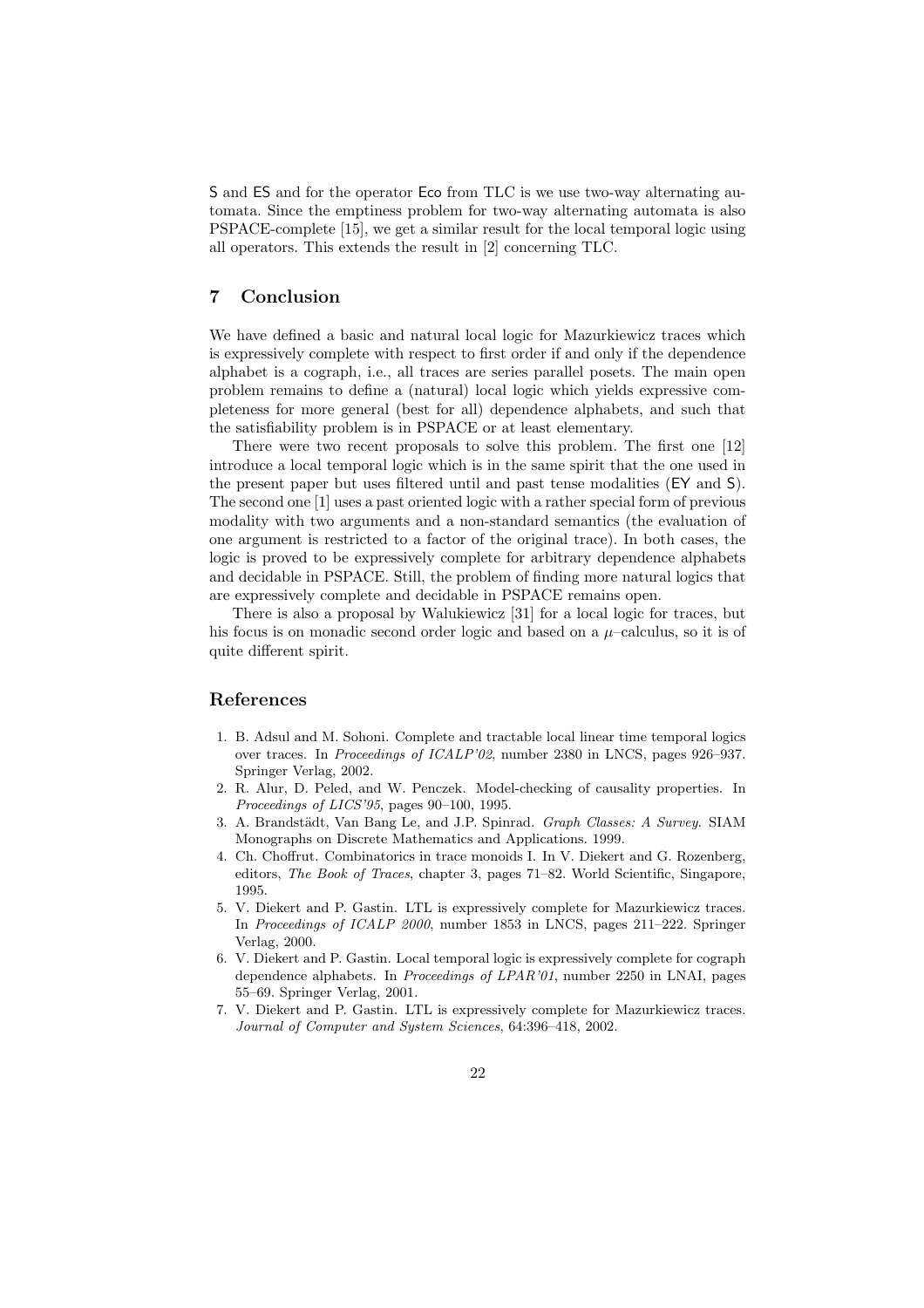S and ES and for the operator Eco from TLC is we use two-way alternating automata. Since the emptiness problem for two-way alternating automata is also PSPACE-complete [15], we get a similar result for the local temporal logic using all operators. This extends the result in [2] concerning TLC.

## 7 Conclusion

We have defined a basic and natural local logic for Mazurkiewicz traces which is expressively complete with respect to first order if and only if the dependence alphabet is a cograph, i.e., all traces are series parallel posets. The main open problem remains to define a (natural) local logic which yields expressive completeness for more general (best for all) dependence alphabets, and such that the satisfiability problem is in PSPACE or at least elementary.

There were two recent proposals to solve this problem. The first one [12] introduce a local temporal logic which is in the same spirit that the one used in the present paper but uses filtered until and past tense modalities (EY and S). The second one [1] uses a past oriented logic with a rather special form of previous modality with two arguments and a non-standard semantics (the evaluation of one argument is restricted to a factor of the original trace). In both cases, the logic is proved to be expressively complete for arbitrary dependence alphabets and decidable in PSPACE. Still, the problem of finding more natural logics that are expressively complete and decidable in PSPACE remains open.

There is also a proposal by Walukiewicz [31] for a local logic for traces, but his focus is on monadic second order logic and based on a $\mu$–calculus, so it is of quite different spirit.

## References

1. B. Adsul and M. Sohoni. Complete and tractable local linear time temporal logics over traces. In *Proceedings of ICALP'02*, number 2380 in LNCS, pages 926–937. Springer Verlag, 2002.
2. R. Alur, D. Peled, and W. Penczek. Model-checking of causality properties. In *Proceedings of LICS'95*, pages 90–100, 1995.
3. A. Brandstädt, Van Bang Le, and J.P. Spinrad. *Graph Classes: A Survey*. SIAM Monographs on Discrete Mathematics and Applications. 1999.
4. Ch. Choffrut. Combinatorics in trace monoids I. In V. Diekert and G. Rozenberg, editors, *The Book of Traces*, chapter 3, pages 71–82. World Scientific, Singapore, 1995.
5. V. Diekert and P. Gastin. LTL is expressively complete for Mazurkiewicz traces. In *Proceedings of ICALP 2000*, number 1853 in LNCS, pages 211–222. Springer Verlag, 2000.
6. V. Diekert and P. Gastin. Local temporal logic is expressively complete for cograph dependence alphabets. In *Proceedings of LPAR'01*, number 2250 in LNAI, pages 55–69. Springer Verlag, 2001.
7. V. Diekert and P. Gastin. LTL is expressively complete for Mazurkiewicz traces. *Journal of Computer and System Sciences*, 64:396–418, 2002.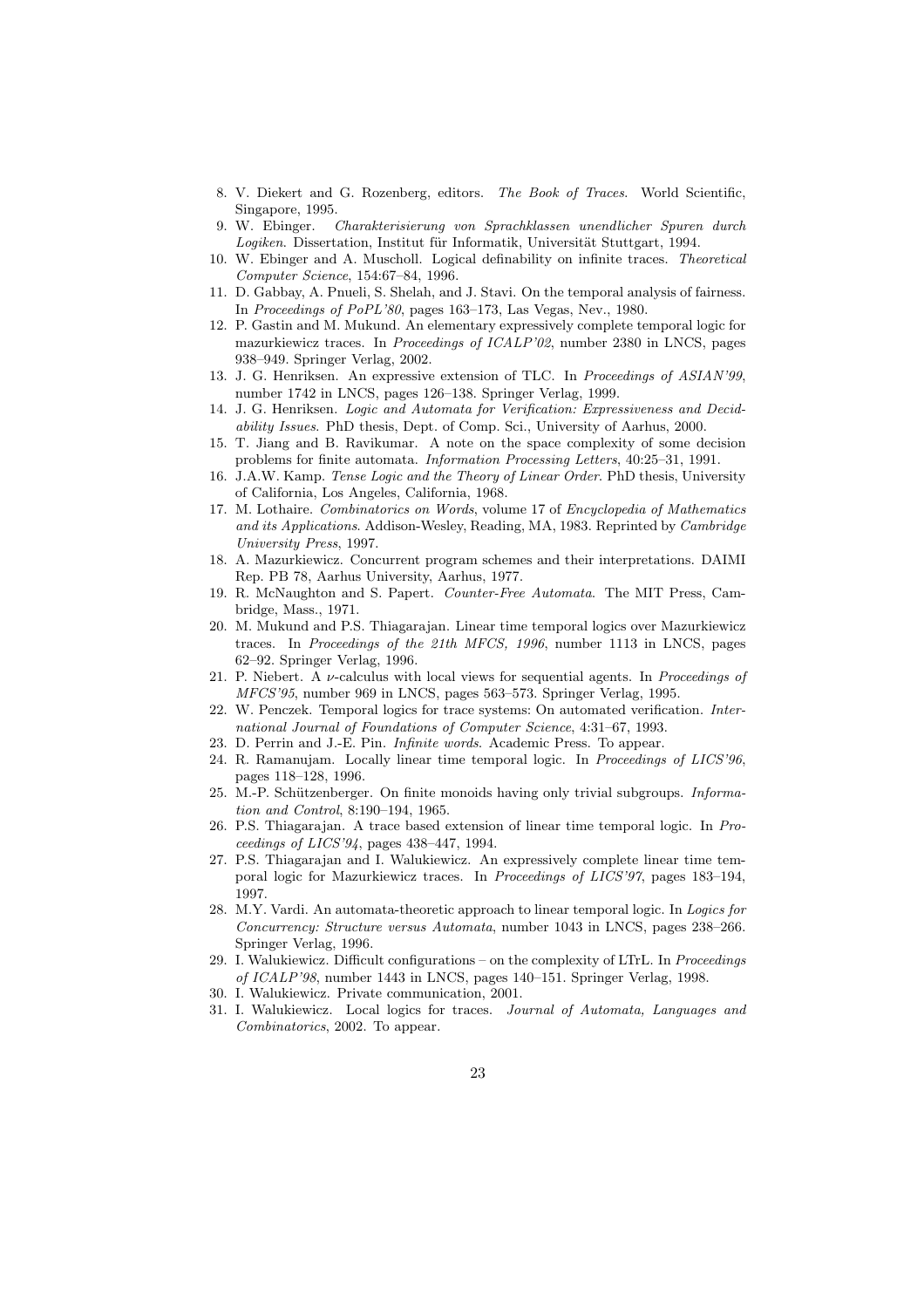8. V. Diekert and G. Rozenberg, editors. *The Book of Traces*. World Scientific, Singapore, 1995.
9. W. Ebinger. *Charakterisierung von Sprachklassen unendlicher Spuren durch Logiken*. Dissertation, Institut für Informatik, Universität Stuttgart, 1994.
10. W. Ebinger and A. Muscholl. Logical definability on infinite traces. *Theoretical Computer Science*, 154:67–84, 1996.
11. D. Gabbay, A. Pnueli, S. Shelah, and J. Stavi. On the temporal analysis of fairness. In *Proceedings of PoPL'80*, pages 163–173, Las Vegas, Nev., 1980.
12. P. Gastin and M. Mukund. An elementary expressively complete temporal logic for mazurkiewicz traces. In *Proceedings of ICALP'02*, number 2380 in LNCS, pages 938–949. Springer Verlag, 2002.
13. J. G. Henriksen. An expressive extension of TLC. In *Proceedings of ASIAN'99*, number 1742 in LNCS, pages 126–138. Springer Verlag, 1999.
14. J. G. Henriksen. *Logic and Automata for Verification: Expressiveness and Decidability Issues*. PhD thesis, Dept. of Comp. Sci., University of Aarhus, 2000.
15. T. Jiang and B. Ravikumar. A note on the space complexity of some decision problems for finite automata. *Information Processing Letters*, 40:25–31, 1991.
16. J.A.W. Kamp. *Tense Logic and the Theory of Linear Order*. PhD thesis, University of California, Los Angeles, California, 1968.
17. M. Lothaire. *Combinatorics on Words*, volume 17 of *Encyclopedia of Mathematics and its Applications*. Addison-Wesley, Reading, MA, 1983. Reprinted by *Cambridge University Press*, 1997.
18. A. Mazurkiewicz. Concurrent program schemes and their interpretations. DAIMI Rep. PB 78, Aarhus University, Aarhus, 1977.
19. R. McNaughton and S. Papert. *Counter-Free Automata*. The MIT Press, Cambridge, Mass., 1971.
20. M. Mukund and P.S. Thiagarajan. Linear time temporal logics over Mazurkiewicz traces. In *Proceedings of the 21th MFCS, 1996*, number 1113 in LNCS, pages 62–92. Springer Verlag, 1996.
21. P. Niebert. A $\nu$-calculus with local views for sequential agents. In *Proceedings of MFCS'95*, number 969 in LNCS, pages 563–573. Springer Verlag, 1995.
22. W. Penczek. Temporal logics for trace systems: On automated verification. *International Journal of Foundations of Computer Science*, 4:31–67, 1993.
23. D. Perrin and J.-E. Pin. *Infinite words*. Academic Press. To appear.
24. R. Ramanujam. Locally linear time temporal logic. In *Proceedings of LICS'96*, pages 118–128, 1996.
25. M.-P. Schützenberger. On finite monoids having only trivial subgroups. *Information and Control*, 8:190–194, 1965.
26. P.S. Thiagarajan. A trace based extension of linear time temporal logic. In *Proceedings of LICS'94*, pages 438–447, 1994.
27. P.S. Thiagarajan and I. Walukiewicz. An expressively complete linear time temporal logic for Mazurkiewicz traces. In *Proceedings of LICS'97*, pages 183–194, 1997.
28. M.Y. Vardi. An automata-theoretic approach to linear temporal logic. In *Logics for Concurrency: Structure versus Automata*, number 1043 in LNCS, pages 238–266. Springer Verlag, 1996.
29. I. Walukiewicz. Difficult configurations – on the complexity of LTrL. In *Proceedings of ICALP'98*, number 1443 in LNCS, pages 140–151. Springer Verlag, 1998.
30. I. Walukiewicz. Private communication, 2001.
31. I. Walukiewicz. Local logics for traces. *Journal of Automata, Languages and Combinatorics*, 2002. To appear.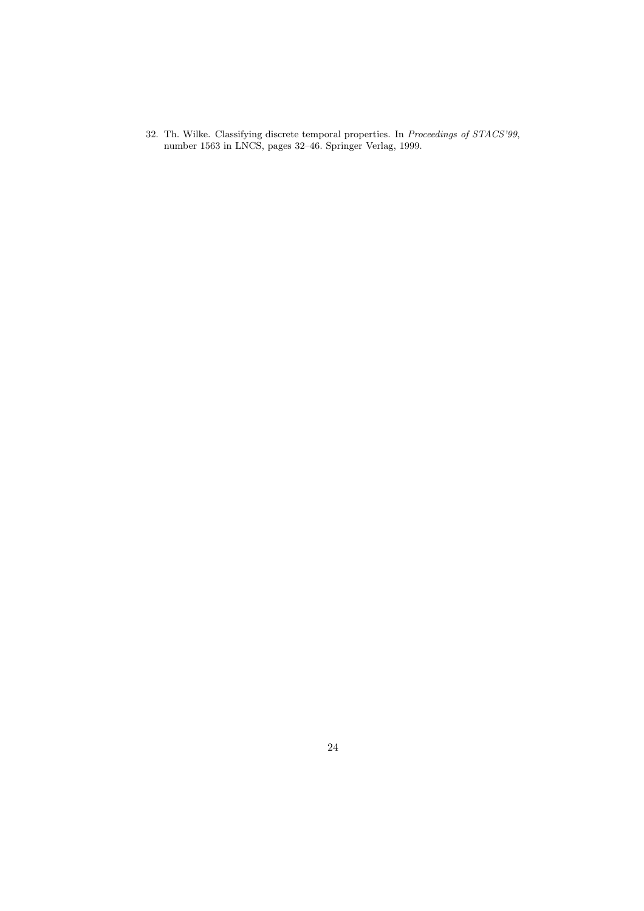32. Th. Wilke. Classifying discrete temporal properties. In *Proceedings of STACS'99*, number 1563 in LNCS, pages 32–46. Springer Verlag, 1999.